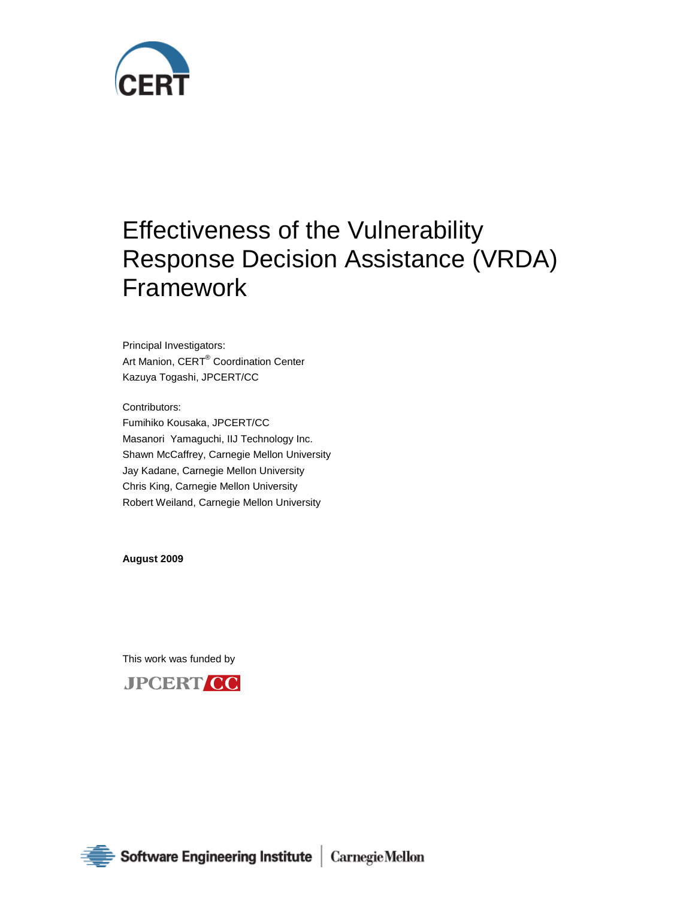# Effectiveness of the Vulnerability Response Decision Assistance (VRDA) Framework

Principal Investigators:
Art Manion, CERT® Coordination Center
Kazuya Togashi, JPCERT/CC

Contributors:
Fumihiko Kousaka, JPCERT/CC
Masanori Yamaguchi, IIJ Technology Inc.
Shawn McCaffrey, Carnegie Mellon University
Jay Kadane, Carnegie Mellon University
Chris King, Carnegie Mellon University
Robert Weiland, Carnegie Mellon University

**August 2009**

This work was funded by

JPCERT/CC

Software Engineering Institute | Carnegie Mellon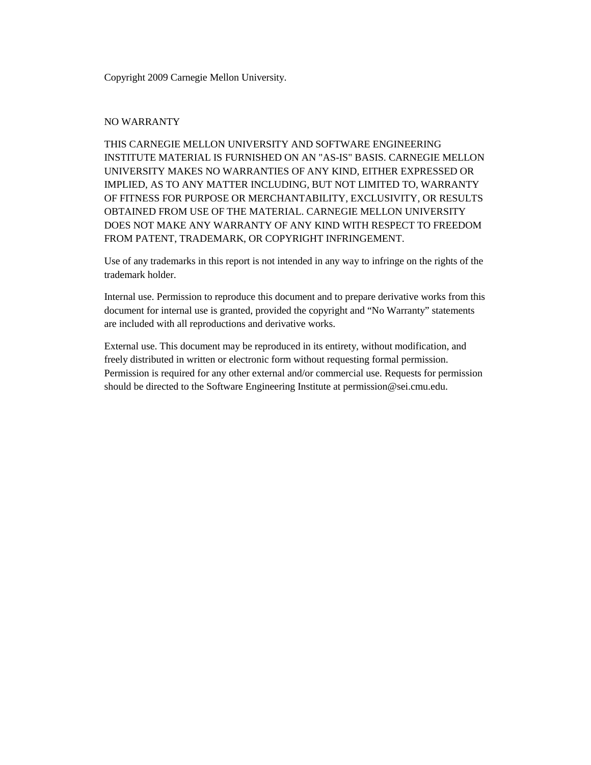Copyright 2009 Carnegie Mellon University.

NO WARRANTY

THIS CARNEGIE MELLON UNIVERSITY AND SOFTWARE ENGINEERING INSTITUTE MATERIAL IS FURNISHED ON AN "AS-IS" BASIS. CARNEGIE MELLON UNIVERSITY MAKES NO WARRANTIES OF ANY KIND, EITHER EXPRESSED OR IMPLIED, AS TO ANY MATTER INCLUDING, BUT NOT LIMITED TO, WARRANTY OF FITNESS FOR PURPOSE OR MERCHANTABILITY, EXCLUSIVITY, OR RESULTS OBTAINED FROM USE OF THE MATERIAL. CARNEGIE MELLON UNIVERSITY DOES NOT MAKE ANY WARRANTY OF ANY KIND WITH RESPECT TO FREEDOM FROM PATENT, TRADEMARK, OR COPYRIGHT INFRINGEMENT.

Use of any trademarks in this report is not intended in any way to infringe on the rights of the trademark holder.

Internal use. Permission to reproduce this document and to prepare derivative works from this document for internal use is granted, provided the copyright and “No Warranty” statements are included with all reproductions and derivative works.

External use. This document may be reproduced in its entirety, without modification, and freely distributed in written or electronic form without requesting formal permission. Permission is required for any other external and/or commercial use. Requests for permission should be directed to the Software Engineering Institute at permission@sei.cmu.edu.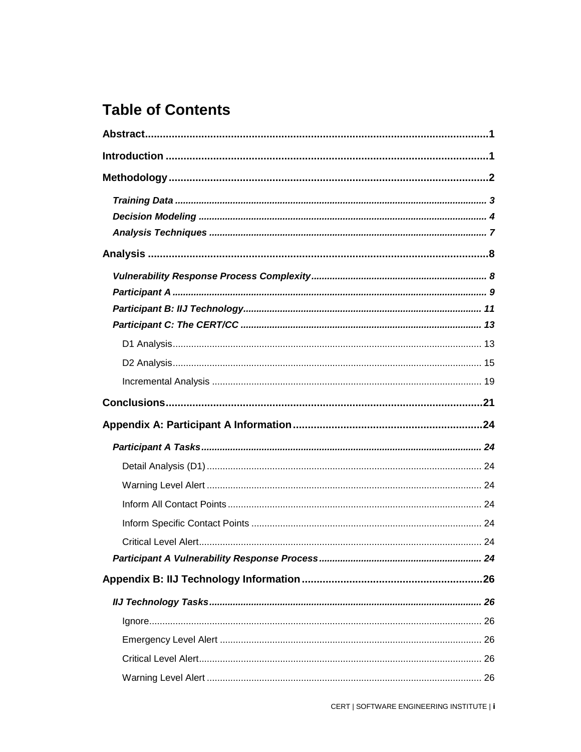# Table of Contents

**Abstract** 1

**Introduction** 1

**Methodology** 2

- ***Training Data*** 3
- ***Decision Modeling*** 4
- ***Analysis Techniques*** 7

**Analysis** 8

- ***Vulnerability Response Process Complexity*** 8
- ***Participant A*** 9
- ***Participant B: IIJ Technology*** 11
- ***Participant C: The CERT/CC*** 13
  - D1 Analysis 13
  - D2 Analysis 15
  - Incremental Analysis 19

**Conclusions** 21

**Appendix A: Participant A Information** 24

- ***Participant A Tasks*** 24
  - Detail Analysis (D1) 24
  - Warning Level Alert 24
  - Inform All Contact Points 24
  - Inform Specific Contact Points 24
  - Critical Level Alert 24
- ***Participant A Vulnerability Response Process*** 24

**Appendix B: IIJ Technology Information** 26

- ***IIJ Technology Tasks*** 26
  - Ignore 26
  - Emergency Level Alert 26
  - Critical Level Alert 26
  - Warning Level Alert 26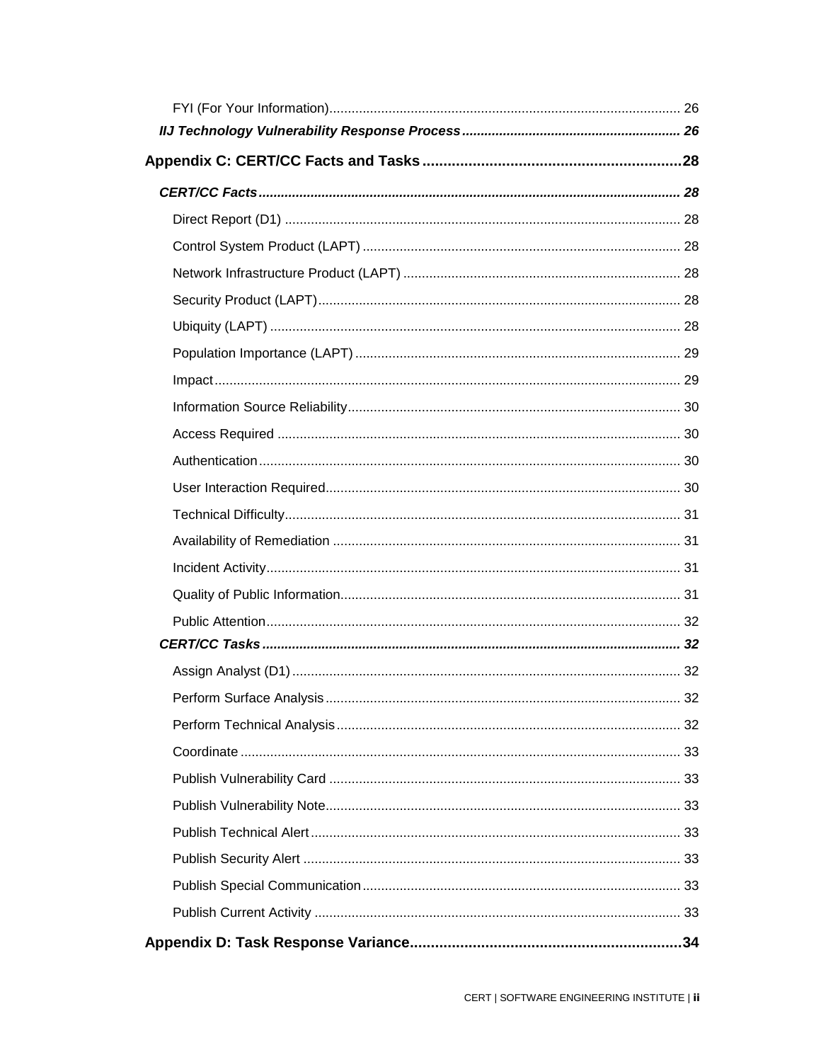FYI (For Your Information) ..... 26

*IIJ Technology Vulnerability Response Process* ..... *26*

**Appendix C: CERT/CC Facts and Tasks ..... 28**

*CERT/CC Facts* ..... *28*

Direct Report (D1) ..... 28

Control System Product (LAPT) ..... 28

Network Infrastructure Product (LAPT) ..... 28

Security Product (LAPT) ..... 28

Ubiquity (LAPT) ..... 28

Population Importance (LAPT) ..... 29

Impact ..... 29

Information Source Reliability ..... 30

Access Required ..... 30

Authentication ..... 30

User Interaction Required ..... 30

Technical Difficulty ..... 31

Availability of Remediation ..... 31

Incident Activity ..... 31

Quality of Public Information ..... 31

Public Attention ..... 32

*CERT/CC Tasks* ..... *32*

Assign Analyst (D1) ..... 32

Perform Surface Analysis ..... 32

Perform Technical Analysis ..... 32

Coordinate ..... 33

Publish Vulnerability Card ..... 33

Publish Vulnerability Note ..... 33

Publish Technical Alert ..... 33

Publish Security Alert ..... 33

Publish Special Communication ..... 33

Publish Current Activity ..... 33

**Appendix D: Task Response Variance ..... 34**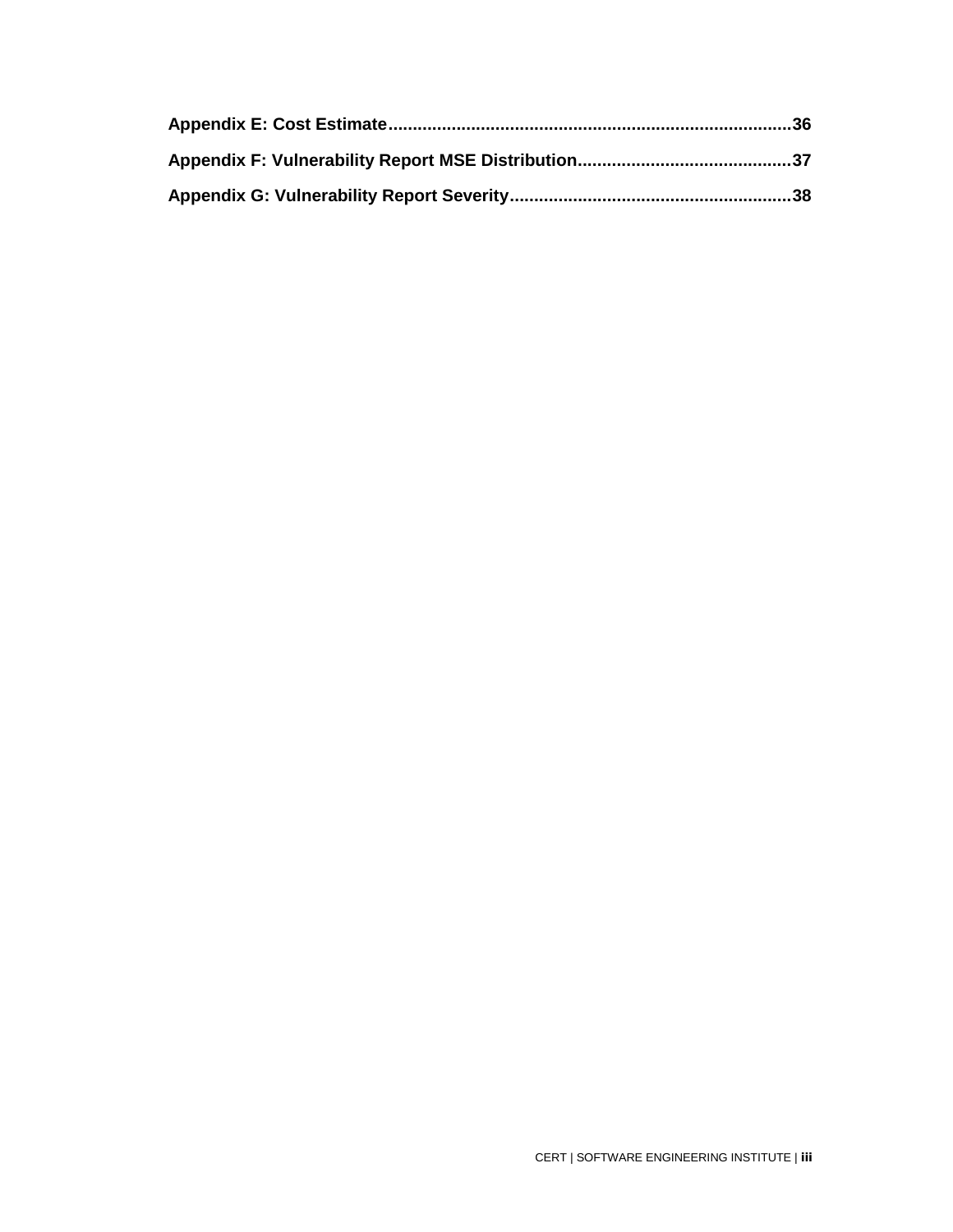**Appendix E: Cost Estimate** ........................................................................................ **36**

**Appendix F: Vulnerability Report MSE Distribution** ........................................... **37**

**Appendix G: Vulnerability Report Severity** ......................................................... **38**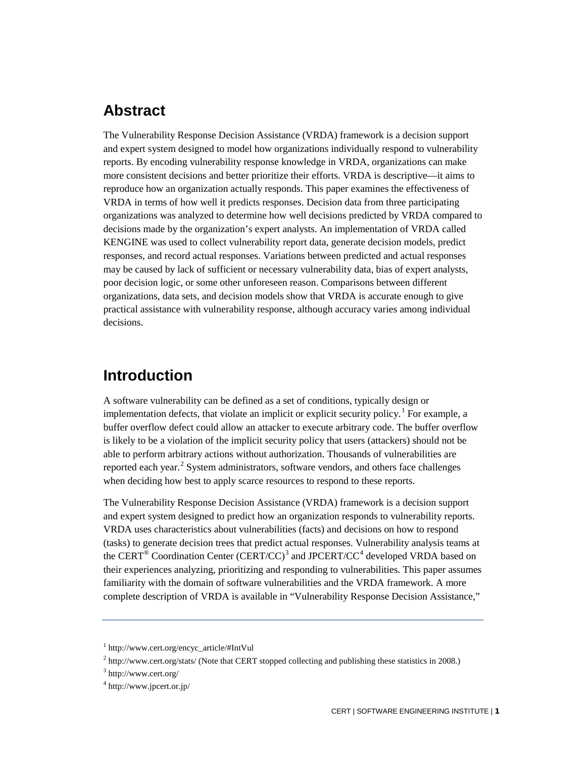## Abstract

The Vulnerability Response Decision Assistance (VRDA) framework is a decision support and expert system designed to model how organizations individually respond to vulnerability reports. By encoding vulnerability response knowledge in VRDA, organizations can make more consistent decisions and better prioritize their efforts. VRDA is descriptive—it aims to reproduce how an organization actually responds. This paper examines the effectiveness of VRDA in terms of how well it predicts responses. Decision data from three participating organizations was analyzed to determine how well decisions predicted by VRDA compared to decisions made by the organization's expert analysts. An implementation of VRDA called KENGINE was used to collect vulnerability report data, generate decision models, predict responses, and record actual responses. Variations between predicted and actual responses may be caused by lack of sufficient or necessary vulnerability data, bias of expert analysts, poor decision logic, or some other unforeseen reason. Comparisons between different organizations, data sets, and decision models show that VRDA is accurate enough to give practical assistance with vulnerability response, although accuracy varies among individual decisions.

## Introduction

A software vulnerability can be defined as a set of conditions, typically design or implementation defects, that violate an implicit or explicit security policy.[1] For example, a buffer overflow defect could allow an attacker to execute arbitrary code. The buffer overflow is likely to be a violation of the implicit security policy that users (attackers) should not be able to perform arbitrary actions without authorization. Thousands of vulnerabilities are reported each year.[2] System administrators, software vendors, and others face challenges when deciding how best to apply scarce resources to respond to these reports.

The Vulnerability Response Decision Assistance (VRDA) framework is a decision support and expert system designed to predict how an organization responds to vulnerability reports. VRDA uses characteristics about vulnerabilities (facts) and decisions on how to respond (tasks) to generate decision trees that predict actual responses. Vulnerability analysis teams at the CERT® Coordination Center (CERT/CC)[3] and JPCERT/CC[4] developed VRDA based on their experiences analyzing, prioritizing and responding to vulnerabilities. This paper assumes familiarity with the domain of software vulnerabilities and the VRDA framework. A more complete description of VRDA is available in "Vulnerability Response Decision Assistance,"

---

[1] http://www.cert.org/encyc_article/#IntVul

[2] http://www.cert.org/stats/ (Note that CERT stopped collecting and publishing these statistics in 2008.)

[3] http://www.cert.org/

[4] http://www.jpcert.or.jp/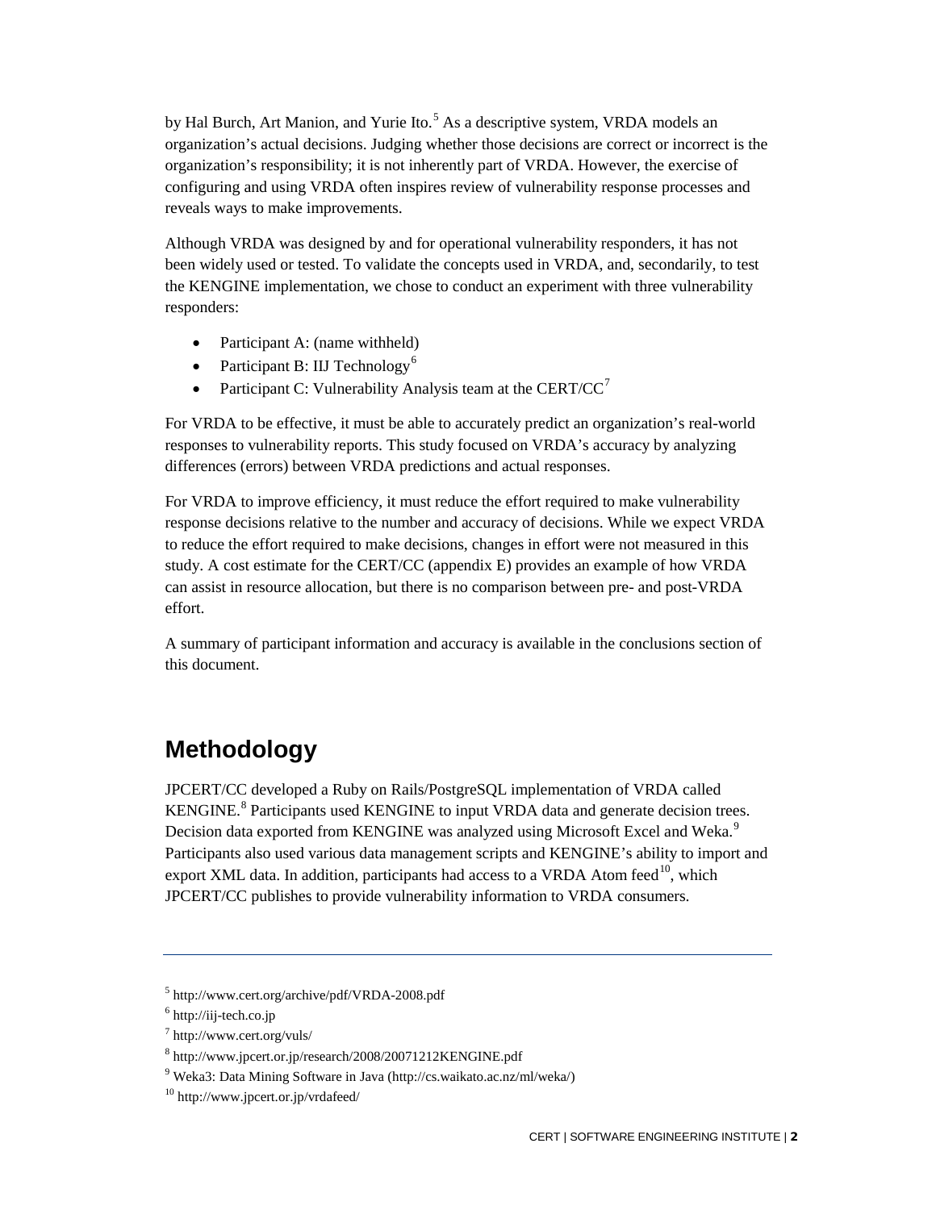by Hal Burch, Art Manion, and Yurie Ito.[5] As a descriptive system, VRDA models an organization's actual decisions. Judging whether those decisions are correct or incorrect is the organization's responsibility; it is not inherently part of VRDA. However, the exercise of configuring and using VRDA often inspires review of vulnerability response processes and reveals ways to make improvements.

Although VRDA was designed by and for operational vulnerability responders, it has not been widely used or tested. To validate the concepts used in VRDA, and, secondarily, to test the KENGINE implementation, we chose to conduct an experiment with three vulnerability responders:

- Participant A: (name withheld)
- Participant B: IIJ Technology[6]
- Participant C: Vulnerability Analysis team at the CERT/CC[7]

For VRDA to be effective, it must be able to accurately predict an organization's real-world responses to vulnerability reports. This study focused on VRDA's accuracy by analyzing differences (errors) between VRDA predictions and actual responses.

For VRDA to improve efficiency, it must reduce the effort required to make vulnerability response decisions relative to the number and accuracy of decisions. While we expect VRDA to reduce the effort required to make decisions, changes in effort were not measured in this study. A cost estimate for the CERT/CC (appendix E) provides an example of how VRDA can assist in resource allocation, but there is no comparison between pre- and post-VRDA effort.

A summary of participant information and accuracy is available in the conclusions section of this document.

## Methodology

JPCERT/CC developed a Ruby on Rails/PostgreSQL implementation of VRDA called KENGINE.[8] Participants used KENGINE to input VRDA data and generate decision trees. Decision data exported from KENGINE was analyzed using Microsoft Excel and Weka.[9] Participants also used various data management scripts and KENGINE's ability to import and export XML data. In addition, participants had access to a VRDA Atom feed[10], which JPCERT/CC publishes to provide vulnerability information to VRDA consumers.

---

[5] http://www.cert.org/archive/pdf/VRDA-2008.pdf

[6] http://iij-tech.co.jp

[7] http://www.cert.org/vuls/

[8] http://www.jpcert.or.jp/research/2008/20071212KENGINE.pdf

[9] Weka3: Data Mining Software in Java (http://cs.waikato.ac.nz/ml/weka/)

[10] http://www.jpcert.or.jp/vrdafeed/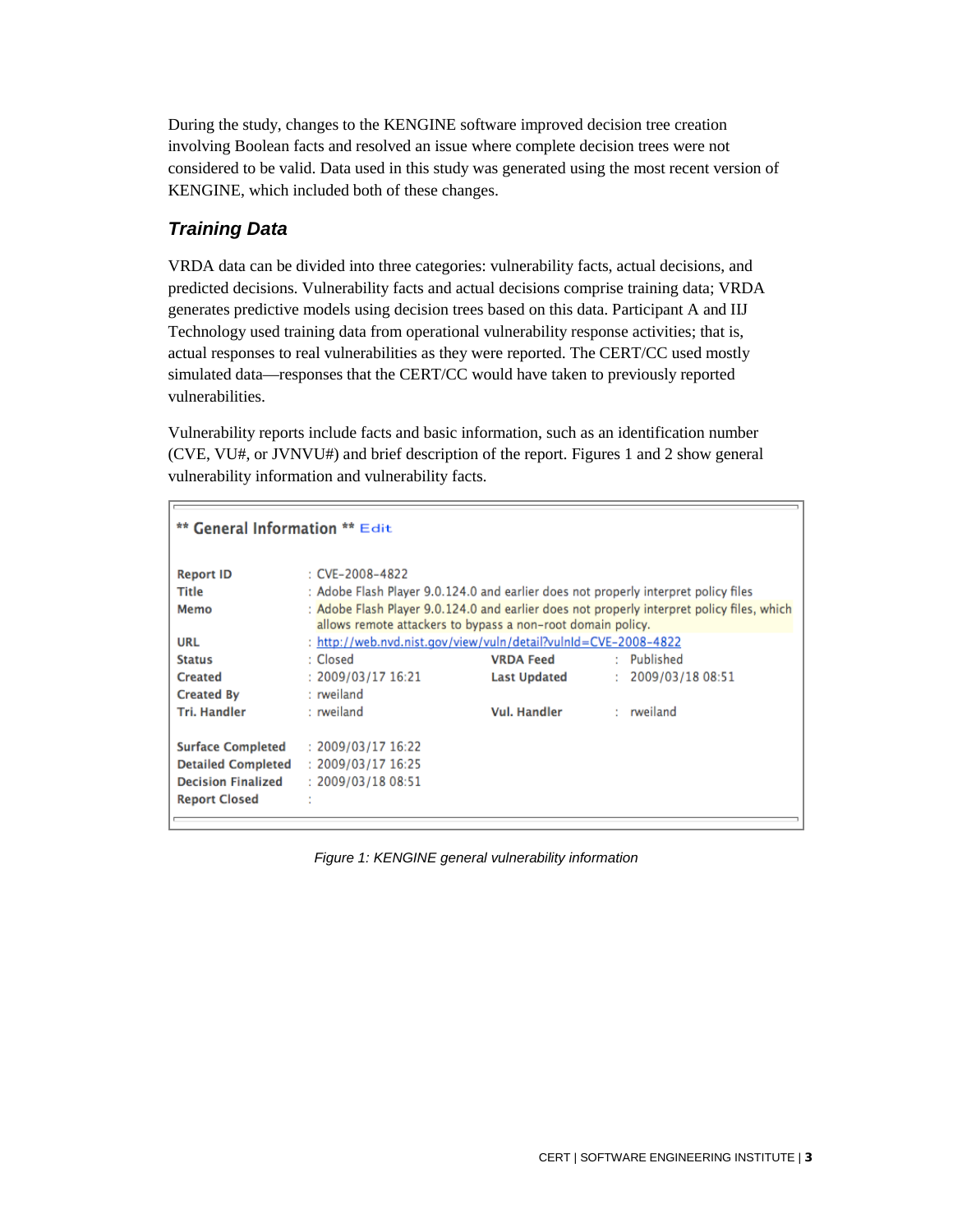During the study, changes to the KENGINE software improved decision tree creation involving Boolean facts and resolved an issue where complete decision trees were not considered to be valid. Data used in this study was generated using the most recent version of KENGINE, which included both of these changes.

### *Training Data*

VRDA data can be divided into three categories: vulnerability facts, actual decisions, and predicted decisions. Vulnerability facts and actual decisions comprise training data; VRDA generates predictive models using decision trees based on this data. Participant A and IIJ Technology used training data from operational vulnerability response activities; that is, actual responses to real vulnerabilities as they were reported. The CERT/CC used mostly simulated data—responses that the CERT/CC would have taken to previously reported vulnerabilities.

Vulnerability reports include facts and basic information, such as an identification number (CVE, VU#, or JVNVU#) and brief description of the report. Figures 1 and 2 show general vulnerability information and vulnerability facts.

** General Information ** Edit

| | | | |
|---|---|---|---|
| **Report ID** | : CVE-2008-4822 | | |
| **Title** | : Adobe Flash Player 9.0.124.0 and earlier does not properly interpret policy files | | |
| **Memo** | : Adobe Flash Player 9.0.124.0 and earlier does not properly interpret policy files, which allows remote attackers to bypass a non-root domain policy. | | |
| **URL** | : http://web.nvd.nist.gov/view/vuln/detail?vulnId=CVE-2008-4822 | | |
| **Status** | : Closed | **VRDA Feed** | : Published |
| **Created** | : 2009/03/17 16:21 | **Last Updated** | : 2009/03/18 08:51 |
| **Created By** | : rweiland | | |
| **Tri. Handler** | : rweiland | **Vul. Handler** | : rweiland |
| **Surface Completed** | : 2009/03/17 16:22 | | |
| **Detailed Completed** | : 2009/03/17 16:25 | | |
| **Decision Finalized** | : 2009/03/18 08:51 | | |
| **Report Closed** | : | | |

*Figure 1: KENGINE general vulnerability information*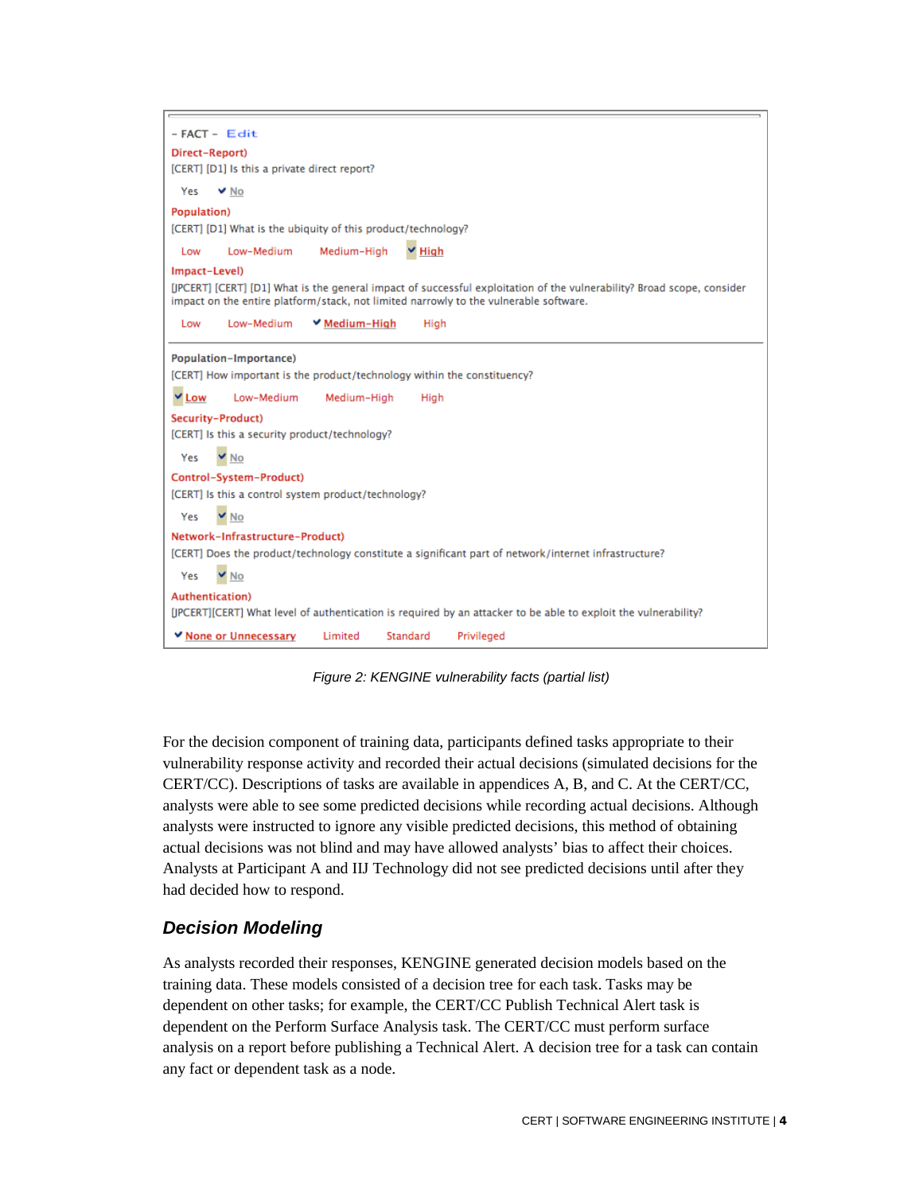- FACT - Edit

Direct-Report)

[CERT] [D1] Is this a private direct report?

Yes ✔ No

Population)

[CERT] [D1] What is the ubiquity of this product/technology?

Low Low-Medium Medium-High ✔ High

Impact-Level)

[JPCERT] [CERT] [D1] What is the general impact of successful exploitation of the vulnerability? Broad scope, consider impact on the entire platform/stack, not limited narrowly to the vulnerable software.

Low Low-Medium ✔ Medium-High High

Population-Importance)

[CERT] How important is the product/technology within the constituency?

✔ Low Low-Medium Medium-High High

Security-Product)

[CERT] Is this a security product/technology?

Yes ✔ No

Control-System-Product)

[CERT] Is this a control system product/technology?

Yes ✔ No

Network-Infrastructure-Product)

[CERT] Does the product/technology constitute a significant part of network/internet infrastructure?

Yes ✔ No

Authentication)

[JPCERT][CERT] What level of authentication is required by an attacker to be able to exploit the vulnerability?

✔ None or Unnecessary Limited Standard Privileged

*Figure 2: KENGINE vulnerability facts (partial list)*

For the decision component of training data, participants defined tasks appropriate to their vulnerability response activity and recorded their actual decisions (simulated decisions for the CERT/CC). Descriptions of tasks are available in appendices A, B, and C. At the CERT/CC, analysts were able to see some predicted decisions while recording actual decisions. Although analysts were instructed to ignore any visible predicted decisions, this method of obtaining actual decisions was not blind and may have allowed analysts' bias to affect their choices. Analysts at Participant A and IIJ Technology did not see predicted decisions until after they had decided how to respond.

## Decision Modeling

As analysts recorded their responses, KENGINE generated decision models based on the training data. These models consisted of a decision tree for each task. Tasks may be dependent on other tasks; for example, the CERT/CC Publish Technical Alert task is dependent on the Perform Surface Analysis task. The CERT/CC must perform surface analysis on a report before publishing a Technical Alert. A decision tree for a task can contain any fact or dependent task as a node.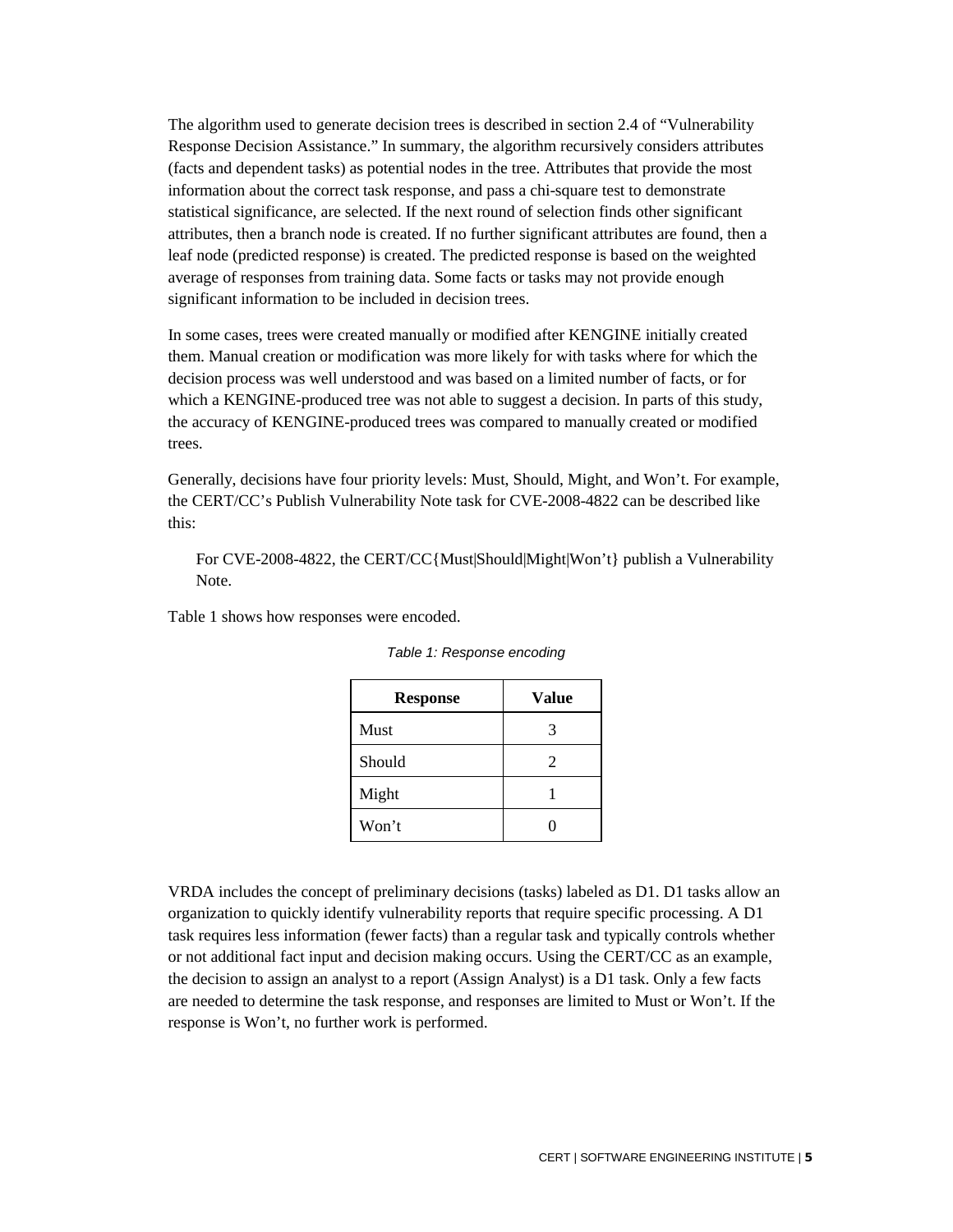The algorithm used to generate decision trees is described in section 2.4 of "Vulnerability Response Decision Assistance." In summary, the algorithm recursively considers attributes (facts and dependent tasks) as potential nodes in the tree. Attributes that provide the most information about the correct task response, and pass a chi-square test to demonstrate statistical significance, are selected. If the next round of selection finds other significant attributes, then a branch node is created. If no further significant attributes are found, then a leaf node (predicted response) is created. The predicted response is based on the weighted average of responses from training data. Some facts or tasks may not provide enough significant information to be included in decision trees.

In some cases, trees were created manually or modified after KENGINE initially created them. Manual creation or modification was more likely for with tasks where for which the decision process was well understood and was based on a limited number of facts, or for which a KENGINE-produced tree was not able to suggest a decision. In parts of this study, the accuracy of KENGINE-produced trees was compared to manually created or modified trees.

Generally, decisions have four priority levels: Must, Should, Might, and Won't. For example, the CERT/CC's Publish Vulnerability Note task for CVE-2008-4822 can be described like this:

> For CVE-2008-4822, the CERT/CC{Must|Should|Might|Won't} publish a Vulnerability Note.

Table 1 shows how responses were encoded.

*Table 1: Response encoding*

| Response | Value |
|---|---|
| Must | 3 |
| Should | 2 |
| Might | 1 |
| Won't | 0 |

VRDA includes the concept of preliminary decisions (tasks) labeled as D1. D1 tasks allow an organization to quickly identify vulnerability reports that require specific processing. A D1 task requires less information (fewer facts) than a regular task and typically controls whether or not additional fact input and decision making occurs. Using the CERT/CC as an example, the decision to assign an analyst to a report (Assign Analyst) is a D1 task. Only a few facts are needed to determine the task response, and responses are limited to Must or Won't. If the response is Won't, no further work is performed.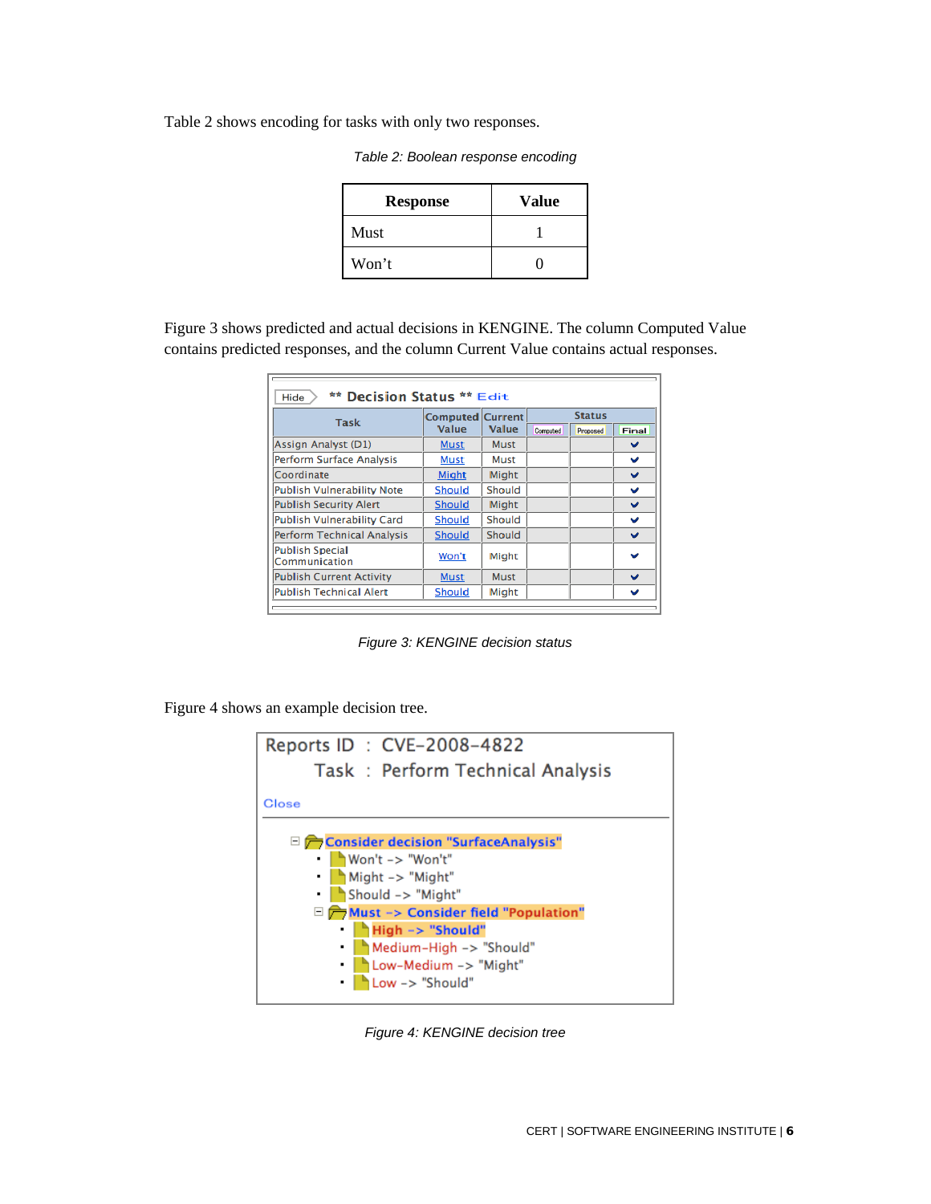Table 2 shows encoding for tasks with only two responses.

*Table 2: Boolean response encoding*

| Response | Value |
|---|---|
| Must | 1 |
| Won't | 0 |

Figure 3 shows predicted and actual decisions in KENGINE. The column Computed Value contains predicted responses, and the column Current Value contains actual responses.

Hide ** Decision Status ** Edit

| Task | Computed Value | Current Value | Status | | |
|---|---|---|---|---|---|
| | | | Computed | Proposed | Final |
| Assign Analyst (D1) | Must | Must | | | ✓ |
| Perform Surface Analysis | Must | Must | | | ✓ |
| Coordinate | Might | Might | | | ✓ |
| Publish Vulnerability Note | Should | Should | | | ✓ |
| Publish Security Alert | Should | Might | | | ✓ |
| Publish Vulnerability Card | Should | Should | | | ✓ |
| Perform Technical Analysis | Should | Should | | | ✓ |
| Publish Special Communication | Won't | Might | | | ✓ |
| Publish Current Activity | Must | Must | | | ✓ |
| Publish Technical Alert | Should | Might | | | ✓ |

*Figure 3: KENGINE decision status*

Figure 4 shows an example decision tree.

Reports ID : CVE-2008-4822
Task : Perform Technical Analysis

Close

- Consider decision "SurfaceAnalysis"
  - Won't -> "Won't"
  - Might -> "Might"
  - Should -> "Might"
  - Must -> Consider field "Population"
    - High -> "Should"
    - Medium-High -> "Should"
    - Low-Medium -> "Might"
    - Low -> "Should"

*Figure 4: KENGINE decision tree*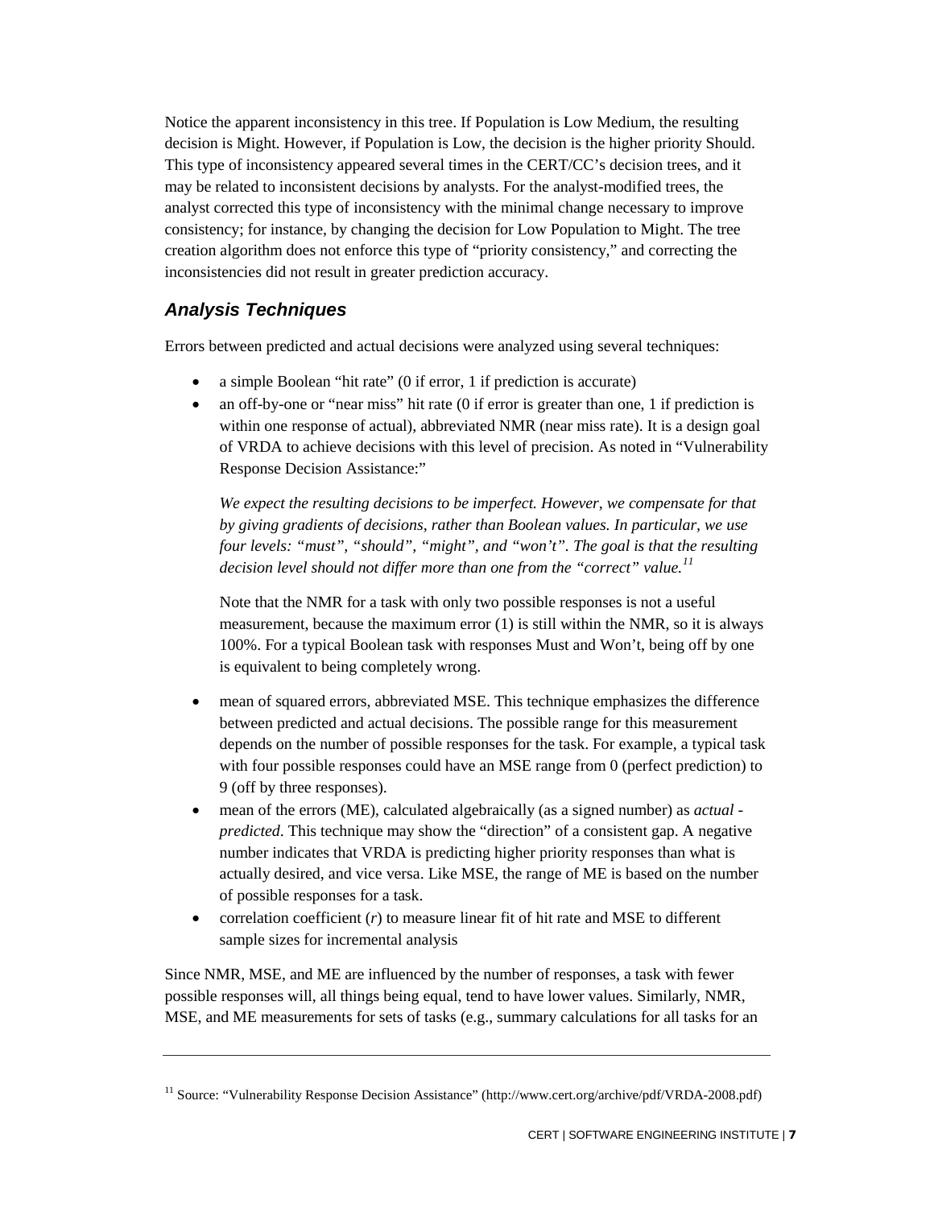Notice the apparent inconsistency in this tree. If Population is Low Medium, the resulting decision is Might. However, if Population is Low, the decision is the higher priority Should. This type of inconsistency appeared several times in the CERT/CC's decision trees, and it may be related to inconsistent decisions by analysts. For the analyst-modified trees, the analyst corrected this type of inconsistency with the minimal change necessary to improve consistency; for instance, by changing the decision for Low Population to Might. The tree creation algorithm does not enforce this type of "priority consistency," and correcting the inconsistencies did not result in greater prediction accuracy.

### *Analysis Techniques*

Errors between predicted and actual decisions were analyzed using several techniques:

- a simple Boolean "hit rate" (0 if error, 1 if prediction is accurate)
- an off-by-one or "near miss" hit rate (0 if error is greater than one, 1 if prediction is within one response of actual), abbreviated NMR (near miss rate). It is a design goal of VRDA to achieve decisions with this level of precision. As noted in "Vulnerability Response Decision Assistance:"

  *We expect the resulting decisions to be imperfect. However, we compensate for that by giving gradients of decisions, rather than Boolean values. In particular, we use four levels: "must", "should", "might", and "won't". The goal is that the resulting decision level should not differ more than one from the "correct" value.*[11]

  Note that the NMR for a task with only two possible responses is not a useful measurement, because the maximum error (1) is still within the NMR, so it is always 100%. For a typical Boolean task with responses Must and Won't, being off by one is equivalent to being completely wrong.

- mean of squared errors, abbreviated MSE. This technique emphasizes the difference between predicted and actual decisions. The possible range for this measurement depends on the number of possible responses for the task. For example, a typical task with four possible responses could have an MSE range from 0 (perfect prediction) to 9 (off by three responses).
- mean of the errors (ME), calculated algebraically (as a signed number) as *actual - predicted*. This technique may show the "direction" of a consistent gap. A negative number indicates that VRDA is predicting higher priority responses than what is actually desired, and vice versa. Like MSE, the range of ME is based on the number of possible responses for a task.
- correlation coefficient ($r$) to measure linear fit of hit rate and MSE to different sample sizes for incremental analysis

Since NMR, MSE, and ME are influenced by the number of responses, a task with fewer possible responses will, all things being equal, tend to have lower values. Similarly, NMR, MSE, and ME measurements for sets of tasks (e.g., summary calculations for all tasks for an

---

[11] Source: "Vulnerability Response Decision Assistance" (http://www.cert.org/archive/pdf/VRDA-2008.pdf)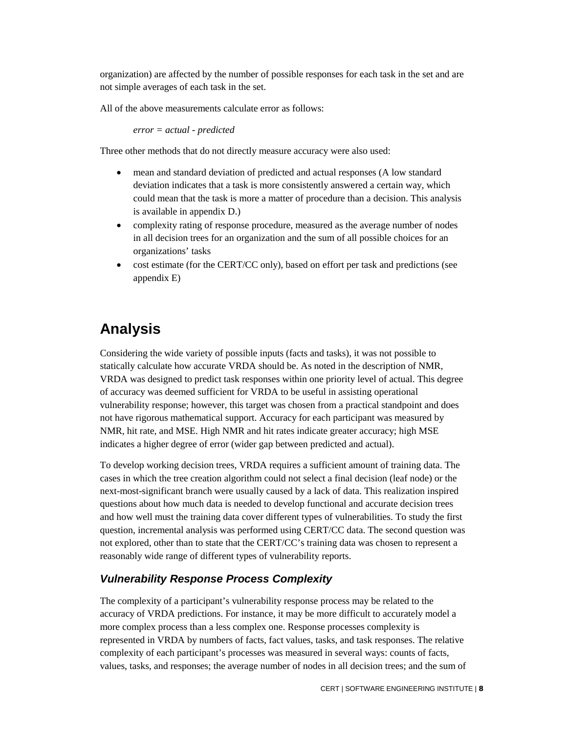organization) are affected by the number of possible responses for each task in the set and are not simple averages of each task in the set.

All of the above measurements calculate error as follows:

*error = actual - predicted*

Three other methods that do not directly measure accuracy were also used:

- mean and standard deviation of predicted and actual responses (A low standard deviation indicates that a task is more consistently answered a certain way, which could mean that the task is more a matter of procedure than a decision. This analysis is available in appendix D.)
- complexity rating of response procedure, measured as the average number of nodes in all decision trees for an organization and the sum of all possible choices for an organizations' tasks
- cost estimate (for the CERT/CC only), based on effort per task and predictions (see appendix E)

# Analysis

Considering the wide variety of possible inputs (facts and tasks), it was not possible to statically calculate how accurate VRDA should be. As noted in the description of NMR, VRDA was designed to predict task responses within one priority level of actual. This degree of accuracy was deemed sufficient for VRDA to be useful in assisting operational vulnerability response; however, this target was chosen from a practical standpoint and does not have rigorous mathematical support. Accuracy for each participant was measured by NMR, hit rate, and MSE. High NMR and hit rates indicate greater accuracy; high MSE indicates a higher degree of error (wider gap between predicted and actual).

To develop working decision trees, VRDA requires a sufficient amount of training data. The cases in which the tree creation algorithm could not select a final decision (leaf node) or the next-most-significant branch were usually caused by a lack of data. This realization inspired questions about how much data is needed to develop functional and accurate decision trees and how well must the training data cover different types of vulnerabilities. To study the first question, incremental analysis was performed using CERT/CC data. The second question was not explored, other than to state that the CERT/CC's training data was chosen to represent a reasonably wide range of different types of vulnerability reports.

## *Vulnerability Response Process Complexity*

The complexity of a participant's vulnerability response process may be related to the accuracy of VRDA predictions. For instance, it may be more difficult to accurately model a more complex process than a less complex one. Response processes complexity is represented in VRDA by numbers of facts, fact values, tasks, and task responses. The relative complexity of each participant's processes was measured in several ways: counts of facts, values, tasks, and responses; the average number of nodes in all decision trees; and the sum of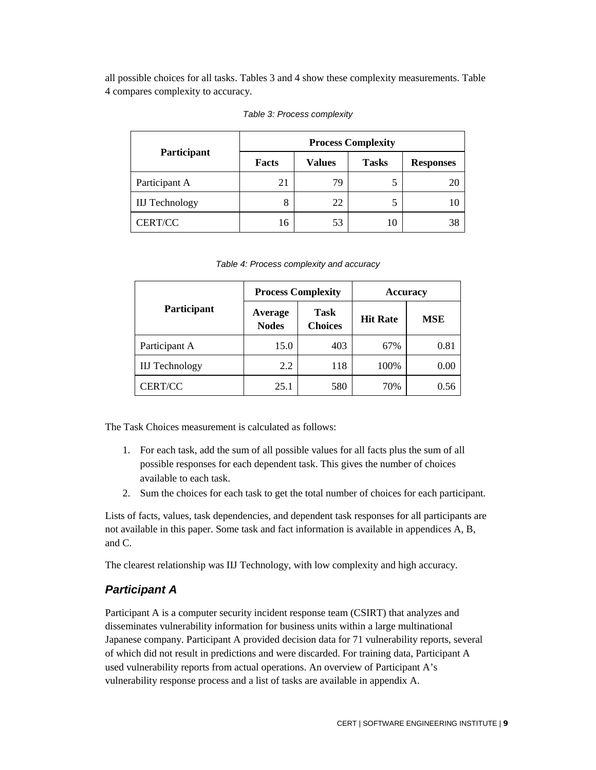all possible choices for all tasks. Tables 3 and 4 show these complexity measurements. Table 4 compares complexity to accuracy.

*Table 3: Process complexity*

| Participant | Process Complexity | | | |
|---|---|---|---|---|
| | Facts | Values | Tasks | Responses |
| Participant A | 21 | 79 | 5 | 20 |
| IIJ Technology | 8 | 22 | 5 | 10 |
| CERT/CC | 16 | 53 | 10 | 38 |

*Table 4: Process complexity and accuracy*

| Participant | Process Complexity | | Accuracy | |
|---|---|---|---|---|
| | Average Nodes | Task Choices | Hit Rate | MSE |
| Participant A | 15.0 | 403 | 67% | 0.81 |
| IIJ Technology | 2.2 | 118 | 100% | 0.00 |
| CERT/CC | 25.1 | 580 | 70% | 0.56 |

The Task Choices measurement is calculated as follows:

1. For each task, add the sum of all possible values for all facts plus the sum of all possible responses for each dependent task. This gives the number of choices available to each task.
2. Sum the choices for each task to get the total number of choices for each participant.

Lists of facts, values, task dependencies, and dependent task responses for all participants are not available in this paper. Some task and fact information is available in appendices A, B, and C.

The clearest relationship was IIJ Technology, with low complexity and high accuracy.

## *Participant A*

Participant A is a computer security incident response team (CSIRT) that analyzes and disseminates vulnerability information for business units within a large multinational Japanese company. Participant A provided decision data for 71 vulnerability reports, several of which did not result in predictions and were discarded. For training data, Participant A used vulnerability reports from actual operations. An overview of Participant A's vulnerability response process and a list of tasks are available in appendix A.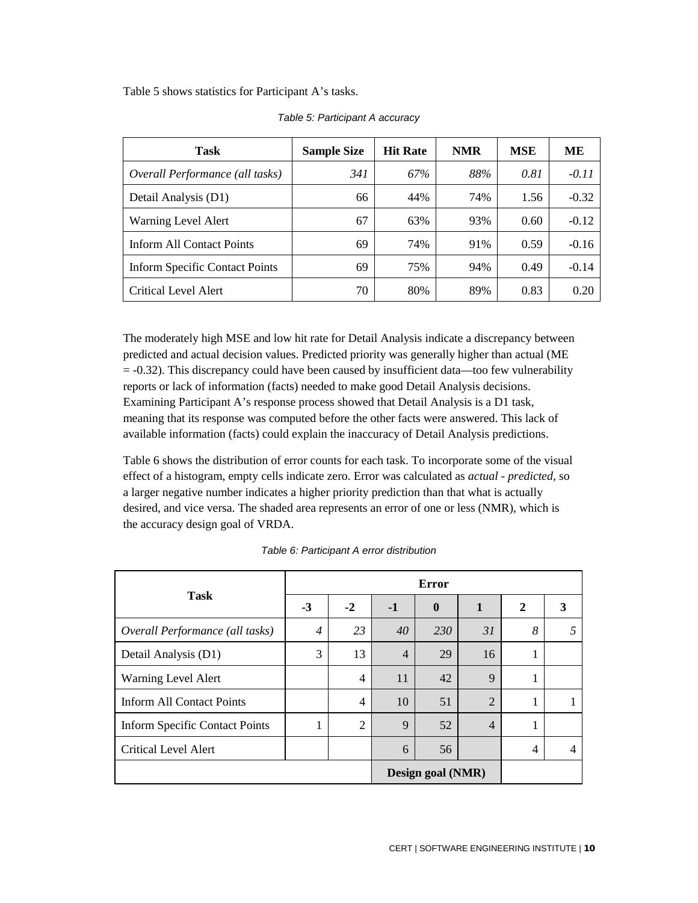Table 5 shows statistics for Participant A's tasks.

*Table 5: Participant A accuracy*

| Task | Sample Size | Hit Rate | NMR | MSE | ME |
|---|---|---|---|---|---|
| *Overall Performance (all tasks)* | *341* | *67%* | *88%* | *0.81* | *-0.11* |
| Detail Analysis (D1) | 66 | 44% | 74% | 1.56 | -0.32 |
| Warning Level Alert | 67 | 63% | 93% | 0.60 | -0.12 |
| Inform All Contact Points | 69 | 74% | 91% | 0.59 | -0.16 |
| Inform Specific Contact Points | 69 | 75% | 94% | 0.49 | -0.14 |
| Critical Level Alert | 70 | 80% | 89% | 0.83 | 0.20 |

The moderately high MSE and low hit rate for Detail Analysis indicate a discrepancy between predicted and actual decision values. Predicted priority was generally higher than actual (ME = -0.32). This discrepancy could have been caused by insufficient data—too few vulnerability reports or lack of information (facts) needed to make good Detail Analysis decisions. Examining Participant A's response process showed that Detail Analysis is a D1 task, meaning that its response was computed before the other facts were answered. This lack of available information (facts) could explain the inaccuracy of Detail Analysis predictions.

Table 6 shows the distribution of error counts for each task. To incorporate some of the visual effect of a histogram, empty cells indicate zero. Error was calculated as *actual - predicted*, so a larger negative number indicates a higher priority prediction than that what is actually desired, and vice versa. The shaded area represents an error of one or less (NMR), which is the accuracy design goal of VRDA.

*Table 6: Participant A error distribution*

| Task | Error | | | | | | |
|---|---|---|---|---|---|---|---|
| | -3 | -2 | -1 | 0 | 1 | 2 | 3 |
| *Overall Performance (all tasks)* | *4* | *23* | *40* | *230* | *31* | *8* | *5* |
| Detail Analysis (D1) | 3 | 13 | 4 | 29 | 16 | 1 | |
| Warning Level Alert | | 4 | 11 | 42 | 9 | 1 | |
| Inform All Contact Points | | 4 | 10 | 51 | 2 | 1 | 1 |
| Inform Specific Contact Points | 1 | 2 | 9 | 52 | 4 | 1 | |
| Critical Level Alert | | | 6 | 56 | | 4 | 4 |
| | | | Design goal (NMR) | | | | |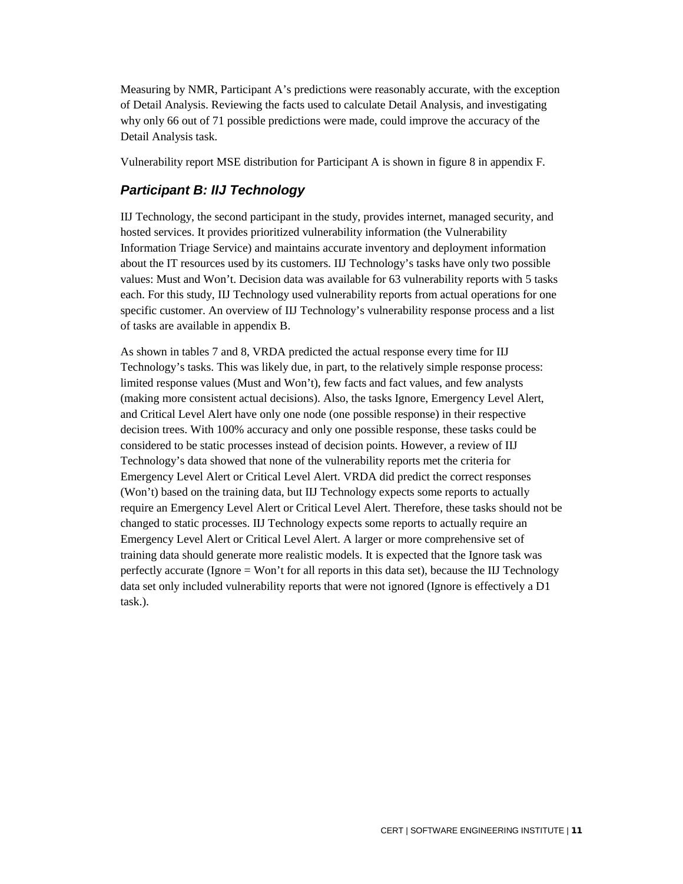Measuring by NMR, Participant A's predictions were reasonably accurate, with the exception of Detail Analysis. Reviewing the facts used to calculate Detail Analysis, and investigating why only 66 out of 71 possible predictions were made, could improve the accuracy of the Detail Analysis task.

Vulnerability report MSE distribution for Participant A is shown in figure 8 in appendix F.

### *Participant B: IIJ Technology*

IIJ Technology, the second participant in the study, provides internet, managed security, and hosted services. It provides prioritized vulnerability information (the Vulnerability Information Triage Service) and maintains accurate inventory and deployment information about the IT resources used by its customers. IIJ Technology's tasks have only two possible values: Must and Won't. Decision data was available for 63 vulnerability reports with 5 tasks each. For this study, IIJ Technology used vulnerability reports from actual operations for one specific customer. An overview of IIJ Technology's vulnerability response process and a list of tasks are available in appendix B.

As shown in tables 7 and 8, VRDA predicted the actual response every time for IIJ Technology's tasks. This was likely due, in part, to the relatively simple response process: limited response values (Must and Won't), few facts and fact values, and few analysts (making more consistent actual decisions). Also, the tasks Ignore, Emergency Level Alert, and Critical Level Alert have only one node (one possible response) in their respective decision trees. With 100% accuracy and only one possible response, these tasks could be considered to be static processes instead of decision points. However, a review of IIJ Technology's data showed that none of the vulnerability reports met the criteria for Emergency Level Alert or Critical Level Alert. VRDA did predict the correct responses (Won't) based on the training data, but IIJ Technology expects some reports to actually require an Emergency Level Alert or Critical Level Alert. Therefore, these tasks should not be changed to static processes. IIJ Technology expects some reports to actually require an Emergency Level Alert or Critical Level Alert. A larger or more comprehensive set of training data should generate more realistic models. It is expected that the Ignore task was perfectly accurate (Ignore = Won't for all reports in this data set), because the IIJ Technology data set only included vulnerability reports that were not ignored (Ignore is effectively a D1 task.).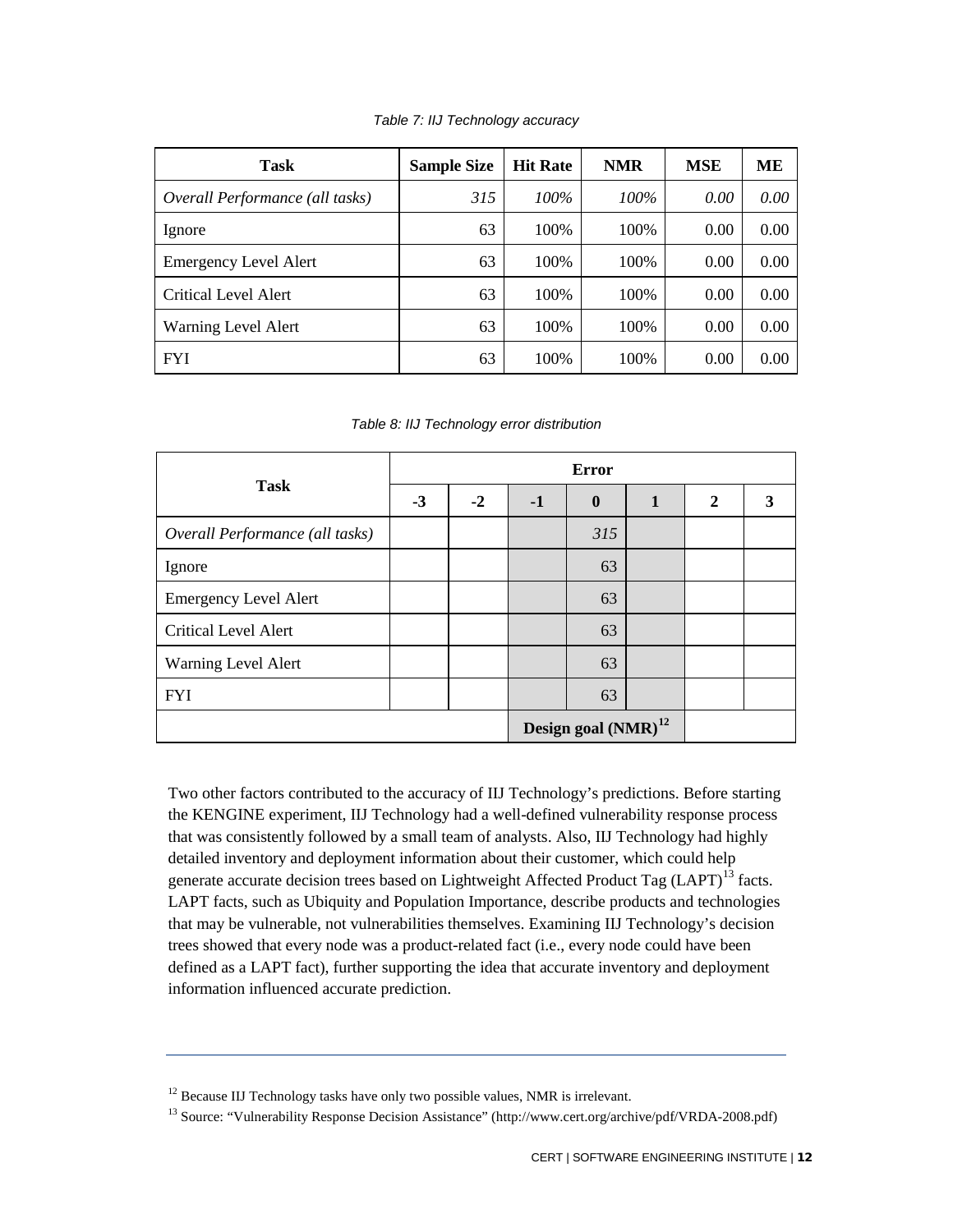*Table 7: IIJ Technology accuracy*

| Task | Sample Size | Hit Rate | NMR | MSE | ME |
|---|---|---|---|---|---|
| *Overall Performance (all tasks)* | *315* | *100%* | *100%* | *0.00* | *0.00* |
| Ignore | 63 | 100% | 100% | 0.00 | 0.00 |
| Emergency Level Alert | 63 | 100% | 100% | 0.00 | 0.00 |
| Critical Level Alert | 63 | 100% | 100% | 0.00 | 0.00 |
| Warning Level Alert | 63 | 100% | 100% | 0.00 | 0.00 |
| FYI | 63 | 100% | 100% | 0.00 | 0.00 |

*Table 8: IIJ Technology error distribution*

| Task | Error | | | | | | |
|---|---|---|---|---|---|---|---|
| | **-3** | **-2** | **-1** | **0** | **1** | **2** | **3** |
| *Overall Performance (all tasks)* | | | | *315* | | | |
| Ignore | | | | 63 | | | |
| Emergency Level Alert | | | | 63 | | | |
| Critical Level Alert | | | | 63 | | | |
| Warning Level Alert | | | | 63 | | | |
| FYI | | | | 63 | | | |
| | | | **Design goal (NMR)[12]** | | | | |

Two other factors contributed to the accuracy of IIJ Technology's predictions. Before starting the KENGINE experiment, IIJ Technology had a well-defined vulnerability response process that was consistently followed by a small team of analysts. Also, IIJ Technology had highly detailed inventory and deployment information about their customer, which could help generate accurate decision trees based on Lightweight Affected Product Tag (LAPT)[13] facts. LAPT facts, such as Ubiquity and Population Importance, describe products and technologies that may be vulnerable, not vulnerabilities themselves. Examining IIJ Technology's decision trees showed that every node was a product-related fact (i.e., every node could have been defined as a LAPT fact), further supporting the idea that accurate inventory and deployment information influenced accurate prediction.

---

[12] Because IIJ Technology tasks have only two possible values, NMR is irrelevant.

[13] Source: "Vulnerability Response Decision Assistance" (http://www.cert.org/archive/pdf/VRDA-2008.pdf)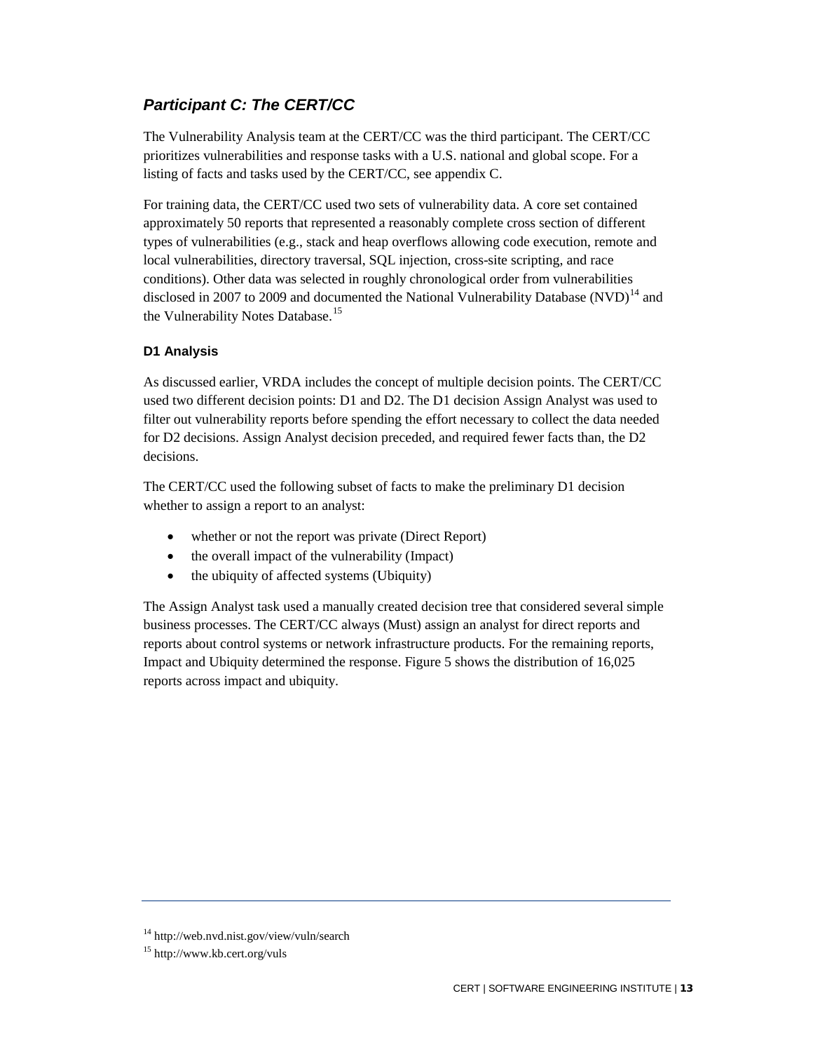## *Participant C: The CERT/CC*

The Vulnerability Analysis team at the CERT/CC was the third participant. The CERT/CC prioritizes vulnerabilities and response tasks with a U.S. national and global scope. For a listing of facts and tasks used by the CERT/CC, see appendix C.

For training data, the CERT/CC used two sets of vulnerability data. A core set contained approximately 50 reports that represented a reasonably complete cross section of different types of vulnerabilities (e.g., stack and heap overflows allowing code execution, remote and local vulnerabilities, directory traversal, SQL injection, cross-site scripting, and race conditions). Other data was selected in roughly chronological order from vulnerabilities disclosed in 2007 to 2009 and documented the National Vulnerability Database (NVD)[14] and the Vulnerability Notes Database.[15]

### D1 Analysis

As discussed earlier, VRDA includes the concept of multiple decision points. The CERT/CC used two different decision points: D1 and D2. The D1 decision Assign Analyst was used to filter out vulnerability reports before spending the effort necessary to collect the data needed for D2 decisions. Assign Analyst decision preceded, and required fewer facts than, the D2 decisions.

The CERT/CC used the following subset of facts to make the preliminary D1 decision whether to assign a report to an analyst:

- whether or not the report was private (Direct Report)
- the overall impact of the vulnerability (Impact)
- the ubiquity of affected systems (Ubiquity)

The Assign Analyst task used a manually created decision tree that considered several simple business processes. The CERT/CC always (Must) assign an analyst for direct reports and reports about control systems or network infrastructure products. For the remaining reports, Impact and Ubiquity determined the response. Figure 5 shows the distribution of 16,025 reports across impact and ubiquity.

[14] http://web.nvd.nist.gov/view/vuln/search

[15] http://www.kb.cert.org/vuls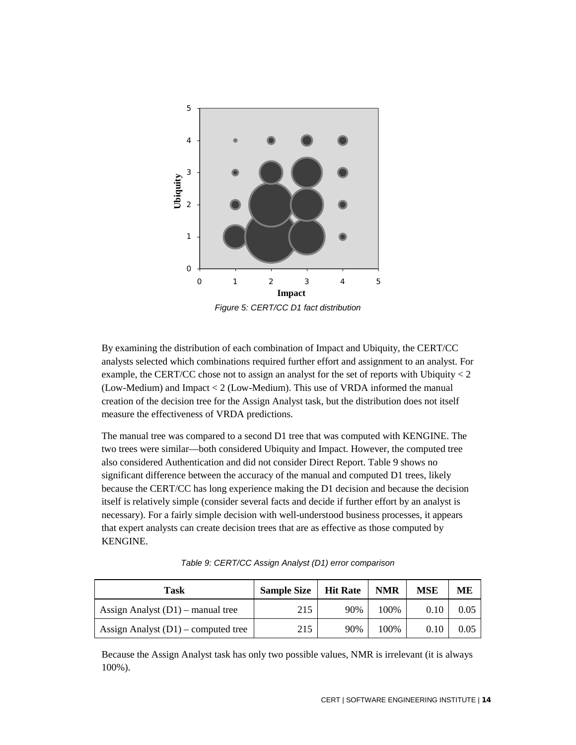*Figure 5: CERT/CC D1 fact distribution*

By examining the distribution of each combination of Impact and Ubiquity, the CERT/CC analysts selected which combinations required further effort and assignment to an analyst. For example, the CERT/CC chose not to assign an analyst for the set of reports with Ubiquity < 2 (Low-Medium) and Impact < 2 (Low-Medium). This use of VRDA informed the manual creation of the decision tree for the Assign Analyst task, but the distribution does not itself measure the effectiveness of VRDA predictions.

The manual tree was compared to a second D1 tree that was computed with KENGINE. The two trees were similar—both considered Ubiquity and Impact. However, the computed tree also considered Authentication and did not consider Direct Report. Table 9 shows no significant difference between the accuracy of the manual and computed D1 trees, likely because the CERT/CC has long experience making the D1 decision and because the decision itself is relatively simple (consider several facts and decide if further effort by an analyst is necessary). For a fairly simple decision with well-understood business processes, it appears that expert analysts can create decision trees that are as effective as those computed by KENGINE.

*Table 9: CERT/CC Assign Analyst (D1) error comparison*

| Task | Sample Size | Hit Rate | NMR | MSE | ME |
|---|---|---|---|---|---|
| Assign Analyst (D1) – manual tree | 215 | 90% | 100% | 0.10 | 0.05 |
| Assign Analyst (D1) – computed tree | 215 | 90% | 100% | 0.10 | 0.05 |

Because the Assign Analyst task has only two possible values, NMR is irrelevant (it is always 100%).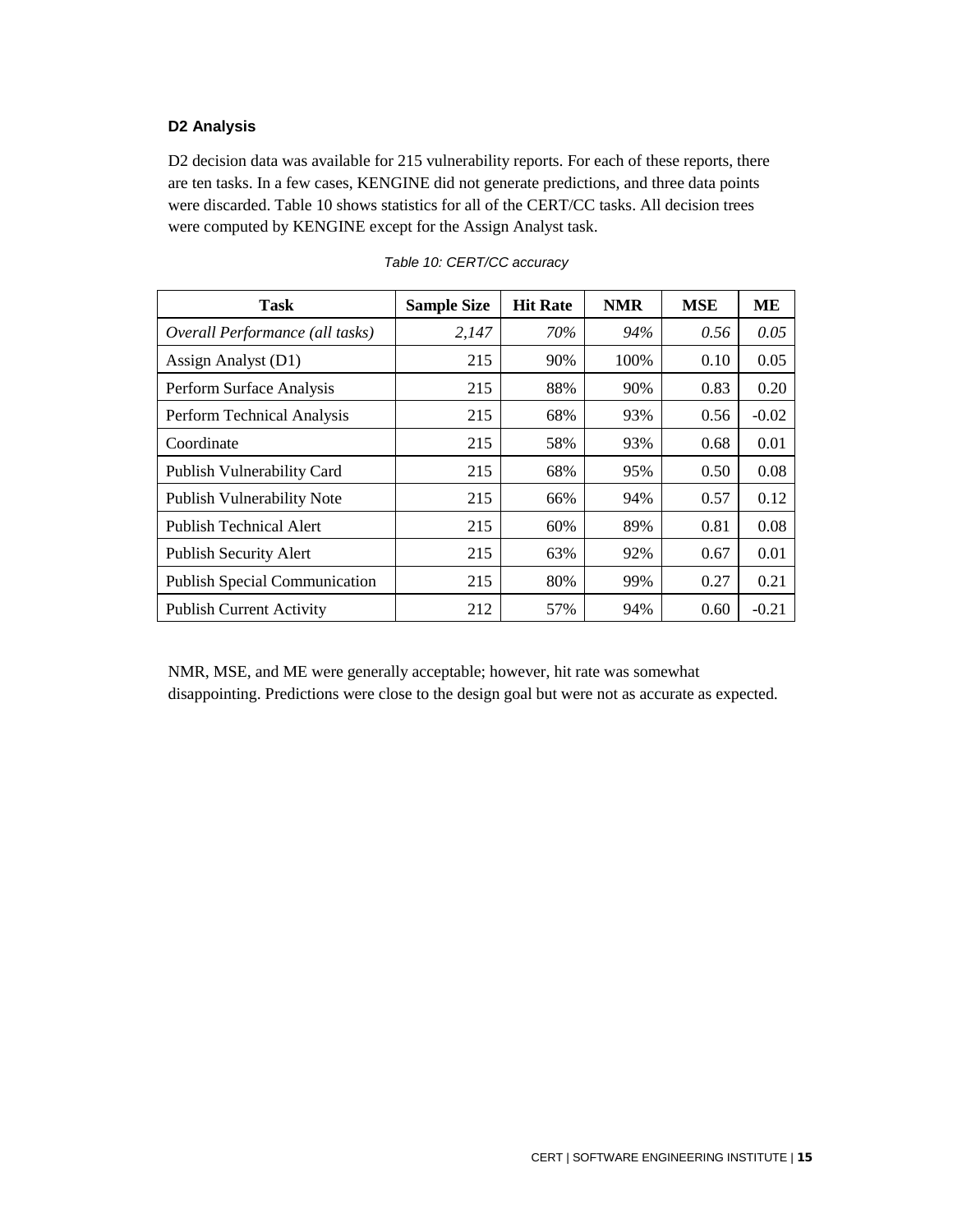### D2 Analysis

D2 decision data was available for 215 vulnerability reports. For each of these reports, there are ten tasks. In a few cases, KENGINE did not generate predictions, and three data points were discarded. Table 10 shows statistics for all of the CERT/CC tasks. All decision trees were computed by KENGINE except for the Assign Analyst task.

*Table 10: CERT/CC accuracy*

| Task | Sample Size | Hit Rate | NMR | MSE | ME |
|---|---|---|---|---|---|
| *Overall Performance (all tasks)* | *2,147* | *70%* | *94%* | *0.56* | *0.05* |
| Assign Analyst (D1) | 215 | 90% | 100% | 0.10 | 0.05 |
| Perform Surface Analysis | 215 | 88% | 90% | 0.83 | 0.20 |
| Perform Technical Analysis | 215 | 68% | 93% | 0.56 | -0.02 |
| Coordinate | 215 | 58% | 93% | 0.68 | 0.01 |
| Publish Vulnerability Card | 215 | 68% | 95% | 0.50 | 0.08 |
| Publish Vulnerability Note | 215 | 66% | 94% | 0.57 | 0.12 |
| Publish Technical Alert | 215 | 60% | 89% | 0.81 | 0.08 |
| Publish Security Alert | 215 | 63% | 92% | 0.67 | 0.01 |
| Publish Special Communication | 215 | 80% | 99% | 0.27 | 0.21 |
| Publish Current Activity | 212 | 57% | 94% | 0.60 | -0.21 |

NMR, MSE, and ME were generally acceptable; however, hit rate was somewhat disappointing. Predictions were close to the design goal but were not as accurate as expected.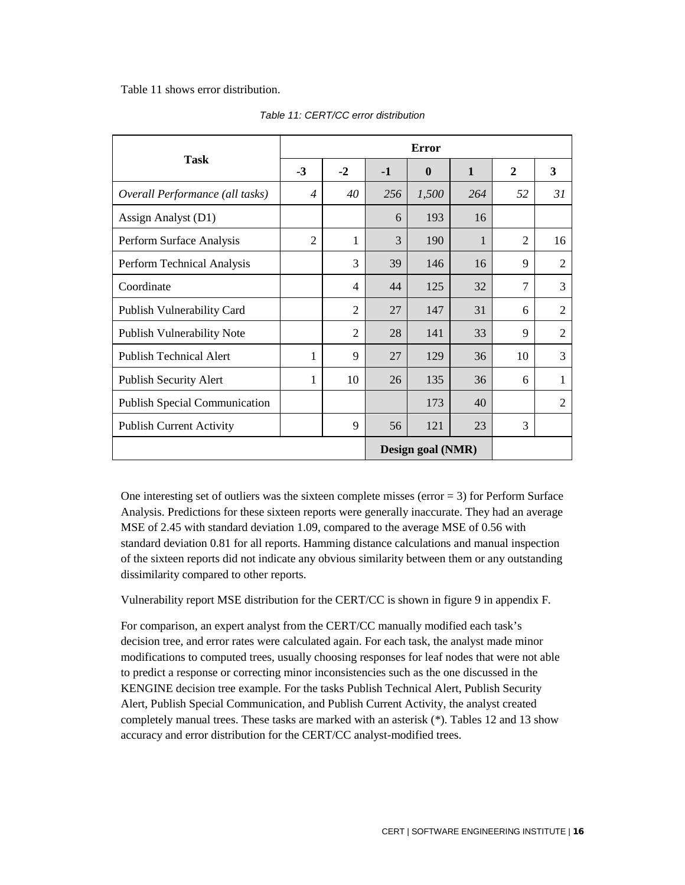Table 11 shows error distribution.

*Table 11: CERT/CC error distribution*

| Task | Error | | | | | | |
|---|---|---|---|---|---|---|---|
| | **-3** | **-2** | **-1** | **0** | **1** | **2** | **3** |
| *Overall Performance (all tasks)* | *4* | *40* | *256* | *1,500* | *264* | *52* | *31* |
| Assign Analyst (D1) | | | 6 | 193 | 16 | | |
| Perform Surface Analysis | 2 | 1 | 3 | 190 | 1 | 2 | 16 |
| Perform Technical Analysis | | 3 | 39 | 146 | 16 | 9 | 2 |
| Coordinate | | 4 | 44 | 125 | 32 | 7 | 3 |
| Publish Vulnerability Card | | 2 | 27 | 147 | 31 | 6 | 2 |
| Publish Vulnerability Note | | 2 | 28 | 141 | 33 | 9 | 2 |
| Publish Technical Alert | 1 | 9 | 27 | 129 | 36 | 10 | 3 |
| Publish Security Alert | 1 | 10 | 26 | 135 | 36 | 6 | 1 |
| Publish Special Communication | | | | 173 | 40 | | 2 |
| Publish Current Activity | | 9 | 56 | 121 | 23 | 3 | |
| | | | **Design goal (NMR)** | | | | |

One interesting set of outliers was the sixteen complete misses (error = 3) for Perform Surface Analysis. Predictions for these sixteen reports were generally inaccurate. They had an average MSE of 2.45 with standard deviation 1.09, compared to the average MSE of 0.56 with standard deviation 0.81 for all reports. Hamming distance calculations and manual inspection of the sixteen reports did not indicate any obvious similarity between them or any outstanding dissimilarity compared to other reports.

Vulnerability report MSE distribution for the CERT/CC is shown in figure 9 in appendix F.

For comparison, an expert analyst from the CERT/CC manually modified each task's decision tree, and error rates were calculated again. For each task, the analyst made minor modifications to computed trees, usually choosing responses for leaf nodes that were not able to predict a response or correcting minor inconsistencies such as the one discussed in the KENGINE decision tree example. For the tasks Publish Technical Alert, Publish Security Alert, Publish Special Communication, and Publish Current Activity, the analyst created completely manual trees. These tasks are marked with an asterisk (*). Tables 12 and 13 show accuracy and error distribution for the CERT/CC analyst-modified trees.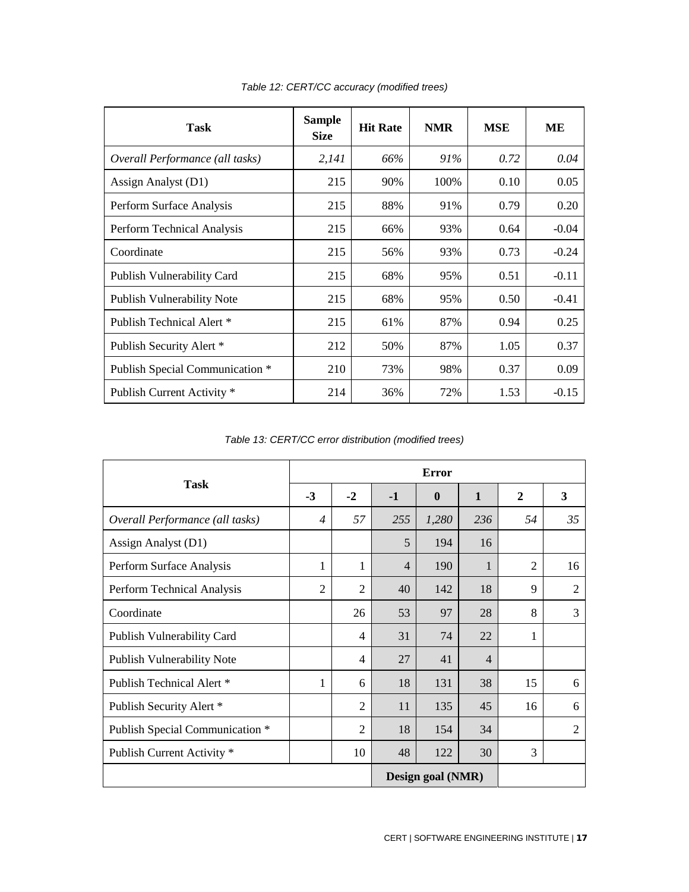*Table 12: CERT/CC accuracy (modified trees)*

| Task | Sample Size | Hit Rate | NMR | MSE | ME |
|---|---|---|---|---|---|
| *Overall Performance (all tasks)* | *2,141* | *66%* | *91%* | *0.72* | *0.04* |
| Assign Analyst (D1) | 215 | 90% | 100% | 0.10 | 0.05 |
| Perform Surface Analysis | 215 | 88% | 91% | 0.79 | 0.20 |
| Perform Technical Analysis | 215 | 66% | 93% | 0.64 | -0.04 |
| Coordinate | 215 | 56% | 93% | 0.73 | -0.24 |
| Publish Vulnerability Card | 215 | 68% | 95% | 0.51 | -0.11 |
| Publish Vulnerability Note | 215 | 68% | 95% | 0.50 | -0.41 |
| Publish Technical Alert * | 215 | 61% | 87% | 0.94 | 0.25 |
| Publish Security Alert * | 212 | 50% | 87% | 1.05 | 0.37 |
| Publish Special Communication * | 210 | 73% | 98% | 0.37 | 0.09 |
| Publish Current Activity * | 214 | 36% | 72% | 1.53 | -0.15 |

*Table 13: CERT/CC error distribution (modified trees)*

| Task | Error | | | | | | |
|---|---|---|---|---|---|---|---|
| | **-3** | **-2** | **-1** | **0** | **1** | **2** | **3** |
| *Overall Performance (all tasks)* | *4* | *57* | *255* | *1,280* | *236* | *54* | *35* |
| Assign Analyst (D1) | | | 5 | 194 | 16 | | |
| Perform Surface Analysis | 1 | 1 | 4 | 190 | 1 | 2 | 16 |
| Perform Technical Analysis | 2 | 2 | 40 | 142 | 18 | 9 | 2 |
| Coordinate | | 26 | 53 | 97 | 28 | 8 | 3 |
| Publish Vulnerability Card | | 4 | 31 | 74 | 22 | 1 | |
| Publish Vulnerability Note | | 4 | 27 | 41 | 4 | | |
| Publish Technical Alert * | 1 | 6 | 18 | 131 | 38 | 15 | 6 |
| Publish Security Alert * | | 2 | 11 | 135 | 45 | 16 | 6 |
| Publish Special Communication * | | 2 | 18 | 154 | 34 | | 2 |
| Publish Current Activity * | | 10 | 48 | 122 | 30 | 3 | |
| | | | **Design goal (NMR)** | | | | |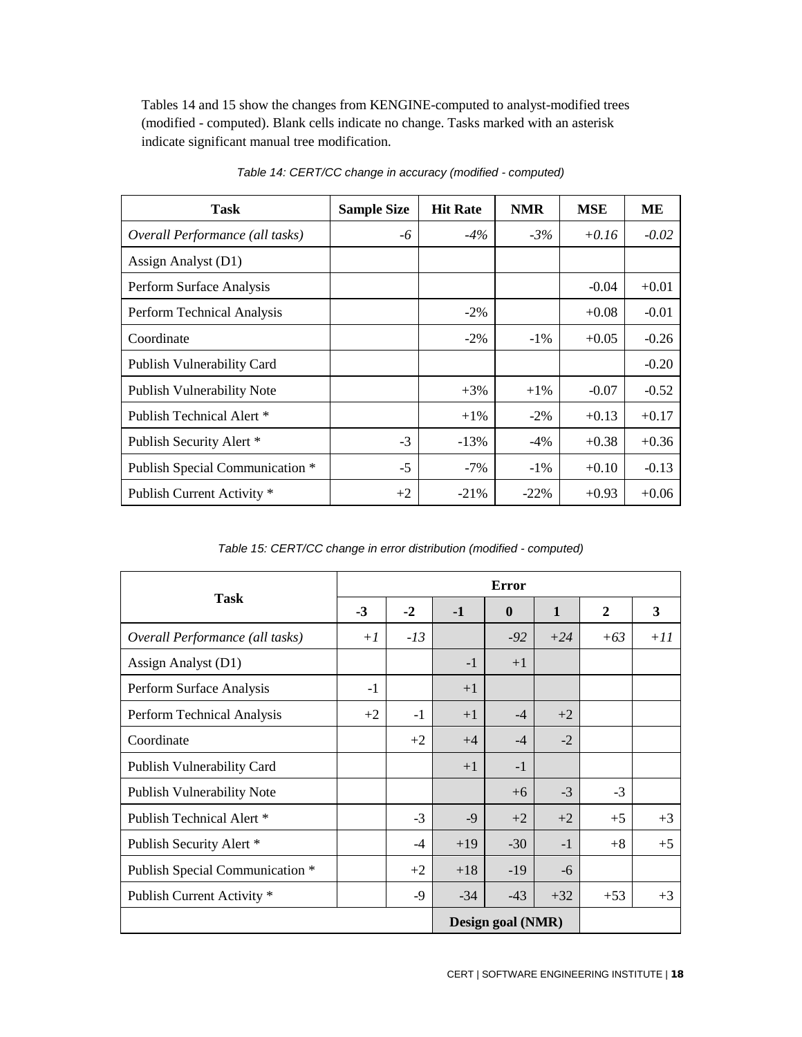Tables 14 and 15 show the changes from KENGINE-computed to analyst-modified trees (modified - computed). Blank cells indicate no change. Tasks marked with an asterisk indicate significant manual tree modification.

*Table 14: CERT/CC change in accuracy (modified - computed)*

| Task | Sample Size | Hit Rate | NMR | MSE | ME |
|---|---|---|---|---|---|
| *Overall Performance (all tasks)* | *-6* | *-4%* | *-3%* | *+0.16* | *-0.02* |
| Assign Analyst (D1) | | | | | |
| Perform Surface Analysis | | | | -0.04 | +0.01 |
| Perform Technical Analysis | | -2% | | +0.08 | -0.01 |
| Coordinate | | -2% | -1% | +0.05 | -0.26 |
| Publish Vulnerability Card | | | | | -0.20 |
| Publish Vulnerability Note | | +3% | +1% | -0.07 | -0.52 |
| Publish Technical Alert * | | +1% | -2% | +0.13 | +0.17 |
| Publish Security Alert * | -3 | -13% | -4% | +0.38 | +0.36 |
| Publish Special Communication * | -5 | -7% | -1% | +0.10 | -0.13 |
| Publish Current Activity * | +2 | -21% | -22% | +0.93 | +0.06 |

*Table 15: CERT/CC change in error distribution (modified - computed)*

| Task | Error | | | | | | |
|---|---|---|---|---|---|---|---|
| | **-3** | **-2** | **-1** | **0** | **1** | **2** | **3** |
| *Overall Performance (all tasks)* | *+1* | *-13* | | *-92* | *+24* | *+63* | *+11* |
| Assign Analyst (D1) | | | -1 | +1 | | | |
| Perform Surface Analysis | -1 | | +1 | | | | |
| Perform Technical Analysis | +2 | -1 | +1 | -4 | +2 | | |
| Coordinate | | +2 | +4 | -4 | -2 | | |
| Publish Vulnerability Card | | | +1 | -1 | | | |
| Publish Vulnerability Note | | | | +6 | -3 | -3 | |
| Publish Technical Alert * | | -3 | -9 | +2 | +2 | +5 | +3 |
| Publish Security Alert * | | -4 | +19 | -30 | -1 | +8 | +5 |
| Publish Special Communication * | | +2 | +18 | -19 | -6 | | |
| Publish Current Activity * | | -9 | -34 | -43 | +32 | +53 | +3 |
| | | | **Design goal (NMR)** | | | | |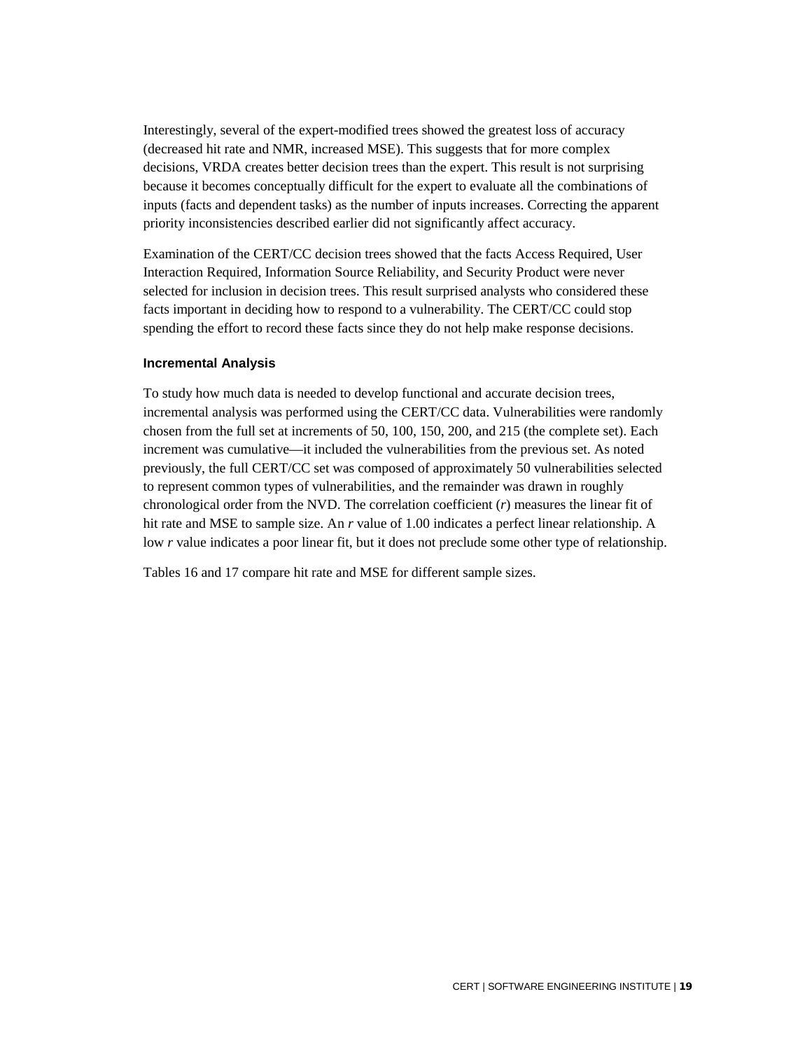Interestingly, several of the expert-modified trees showed the greatest loss of accuracy (decreased hit rate and NMR, increased MSE). This suggests that for more complex decisions, VRDA creates better decision trees than the expert. This result is not surprising because it becomes conceptually difficult for the expert to evaluate all the combinations of inputs (facts and dependent tasks) as the number of inputs increases. Correcting the apparent priority inconsistencies described earlier did not significantly affect accuracy.

Examination of the CERT/CC decision trees showed that the facts Access Required, User Interaction Required, Information Source Reliability, and Security Product were never selected for inclusion in decision trees. This result surprised analysts who considered these facts important in deciding how to respond to a vulnerability. The CERT/CC could stop spending the effort to record these facts since they do not help make response decisions.

### Incremental Analysis

To study how much data is needed to develop functional and accurate decision trees, incremental analysis was performed using the CERT/CC data. Vulnerabilities were randomly chosen from the full set at increments of 50, 100, 150, 200, and 215 (the complete set). Each increment was cumulative—it included the vulnerabilities from the previous set. As noted previously, the full CERT/CC set was composed of approximately 50 vulnerabilities selected to represent common types of vulnerabilities, and the remainder was drawn in roughly chronological order from the NVD. The correlation coefficient ($r$) measures the linear fit of hit rate and MSE to sample size. An $r$ value of 1.00 indicates a perfect linear relationship. A low $r$ value indicates a poor linear fit, but it does not preclude some other type of relationship.

Tables 16 and 17 compare hit rate and MSE for different sample sizes.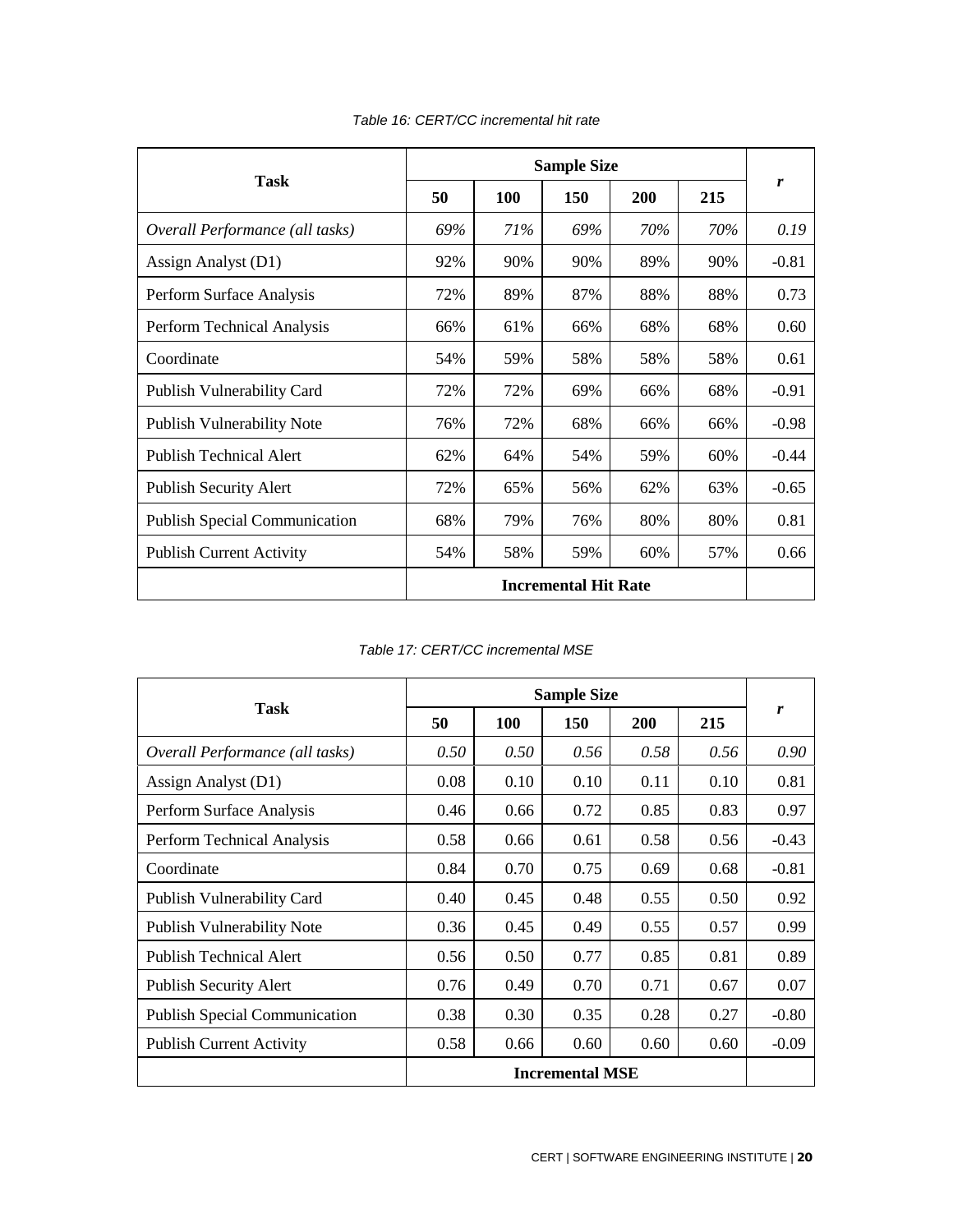*Table 16: CERT/CC incremental hit rate*

| Task | Sample Size | | | | | *r* |
|---|---|---|---|---|---|---|
| | 50 | 100 | 150 | 200 | 215 | |
| *Overall Performance (all tasks)* | *69%* | *71%* | *69%* | *70%* | *70%* | *0.19* |
| Assign Analyst (D1) | 92% | 90% | 90% | 89% | 90% | -0.81 |
| Perform Surface Analysis | 72% | 89% | 87% | 88% | 88% | 0.73 |
| Perform Technical Analysis | 66% | 61% | 66% | 68% | 68% | 0.60 |
| Coordinate | 54% | 59% | 58% | 58% | 58% | 0.61 |
| Publish Vulnerability Card | 72% | 72% | 69% | 66% | 68% | -0.91 |
| Publish Vulnerability Note | 76% | 72% | 68% | 66% | 66% | -0.98 |
| Publish Technical Alert | 62% | 64% | 54% | 59% | 60% | -0.44 |
| Publish Security Alert | 72% | 65% | 56% | 62% | 63% | -0.65 |
| Publish Special Communication | 68% | 79% | 76% | 80% | 80% | 0.81 |
| Publish Current Activity | 54% | 58% | 59% | 60% | 57% | 0.66 |
| | **Incremental Hit Rate** | | | | | |

*Table 17: CERT/CC incremental MSE*

| Task | Sample Size | | | | | *r* |
|---|---|---|---|---|---|---|
| | 50 | 100 | 150 | 200 | 215 | |
| *Overall Performance (all tasks)* | *0.50* | *0.50* | *0.56* | *0.58* | *0.56* | *0.90* |
| Assign Analyst (D1) | 0.08 | 0.10 | 0.10 | 0.11 | 0.10 | 0.81 |
| Perform Surface Analysis | 0.46 | 0.66 | 0.72 | 0.85 | 0.83 | 0.97 |
| Perform Technical Analysis | 0.58 | 0.66 | 0.61 | 0.58 | 0.56 | -0.43 |
| Coordinate | 0.84 | 0.70 | 0.75 | 0.69 | 0.68 | -0.81 |
| Publish Vulnerability Card | 0.40 | 0.45 | 0.48 | 0.55 | 0.50 | 0.92 |
| Publish Vulnerability Note | 0.36 | 0.45 | 0.49 | 0.55 | 0.57 | 0.99 |
| Publish Technical Alert | 0.56 | 0.50 | 0.77 | 0.85 | 0.81 | 0.89 |
| Publish Security Alert | 0.76 | 0.49 | 0.70 | 0.71 | 0.67 | 0.07 |
| Publish Special Communication | 0.38 | 0.30 | 0.35 | 0.28 | 0.27 | -0.80 |
| Publish Current Activity | 0.58 | 0.66 | 0.60 | 0.60 | 0.60 | -0.09 |
| | **Incremental MSE** | | | | | |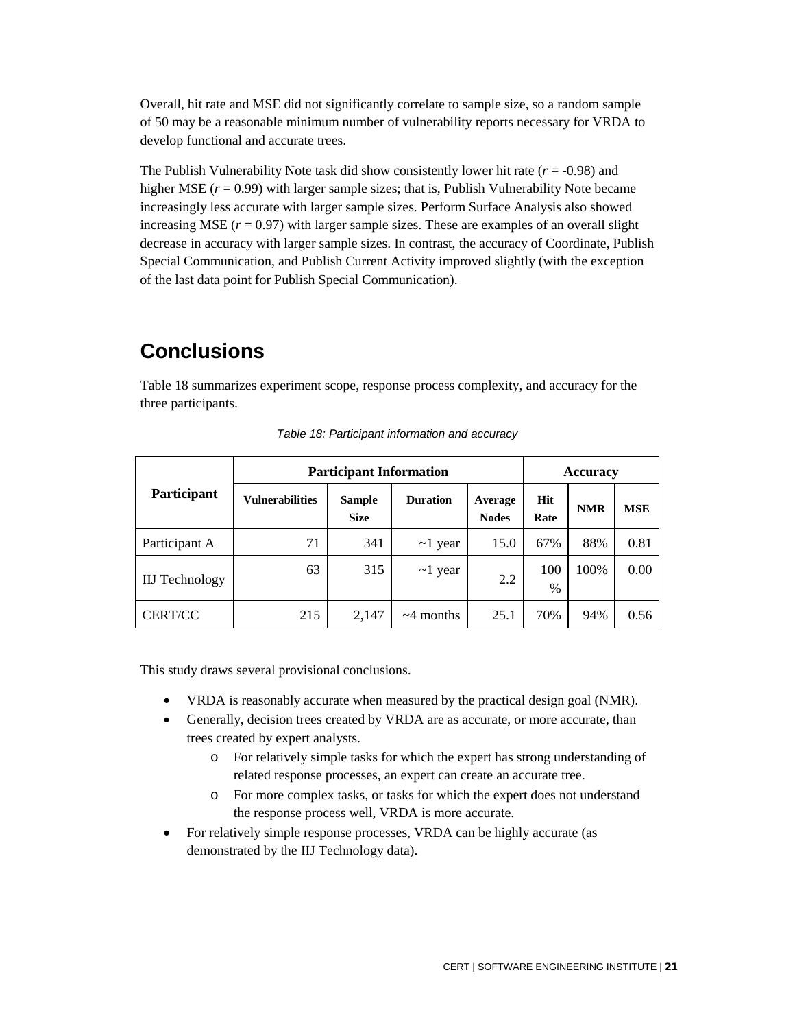Overall, hit rate and MSE did not significantly correlate to sample size, so a random sample of 50 may be a reasonable minimum number of vulnerability reports necessary for VRDA to develop functional and accurate trees.

The Publish Vulnerability Note task did show consistently lower hit rate ($r = -0.98$) and higher MSE ($r = 0.99$) with larger sample sizes; that is, Publish Vulnerability Note became increasingly less accurate with larger sample sizes. Perform Surface Analysis also showed increasing MSE ($r = 0.97$) with larger sample sizes. These are examples of an overall slight decrease in accuracy with larger sample sizes. In contrast, the accuracy of Coordinate, Publish Special Communication, and Publish Current Activity improved slightly (with the exception of the last data point for Publish Special Communication).

# Conclusions

Table 18 summarizes experiment scope, response process complexity, and accuracy for the three participants.

*Table 18: Participant information and accuracy*

| Participant | Participant Information | | | | Accuracy | | |
|---|---|---|---|---|---|---|---|
| | Vulnerabilities | Sample Size | Duration | Average Nodes | Hit Rate | NMR | MSE |
| Participant A | 71 | 341 | ~1 year | 15.0 | 67% | 88% | 0.81 |
| IIJ Technology | 63 | 315 | ~1 year | 2.2 | 100 % | 100% | 0.00 |
| CERT/CC | 215 | 2,147 | ~4 months | 25.1 | 70% | 94% | 0.56 |

This study draws several provisional conclusions.

- VRDA is reasonably accurate when measured by the practical design goal (NMR).
- Generally, decision trees created by VRDA are as accurate, or more accurate, than trees created by expert analysts.
  - For relatively simple tasks for which the expert has strong understanding of related response processes, an expert can create an accurate tree.
  - For more complex tasks, or tasks for which the expert does not understand the response process well, VRDA is more accurate.
- For relatively simple response processes, VRDA can be highly accurate (as demonstrated by the IIJ Technology data).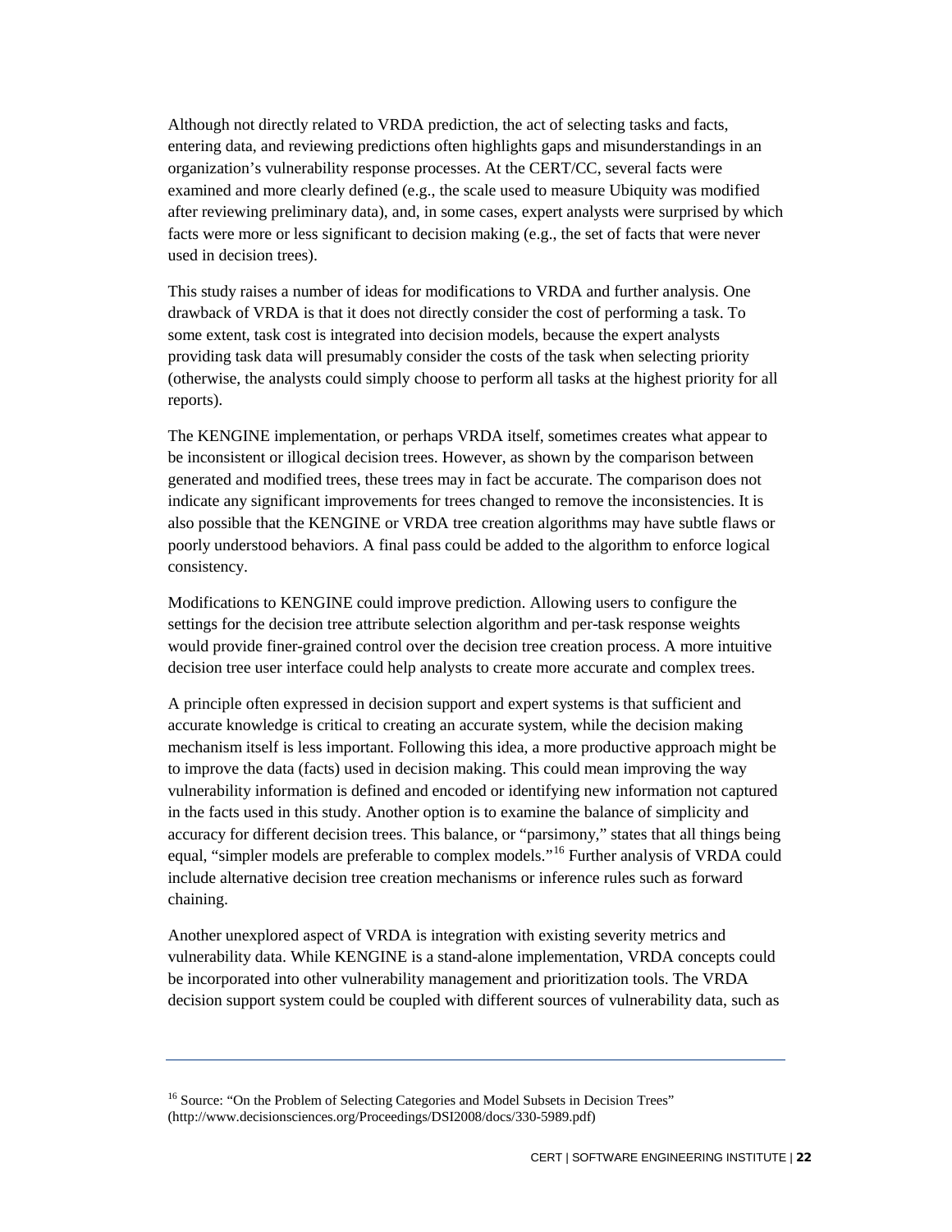Although not directly related to VRDA prediction, the act of selecting tasks and facts, entering data, and reviewing predictions often highlights gaps and misunderstandings in an organization's vulnerability response processes. At the CERT/CC, several facts were examined and more clearly defined (e.g., the scale used to measure Ubiquity was modified after reviewing preliminary data), and, in some cases, expert analysts were surprised by which facts were more or less significant to decision making (e.g., the set of facts that were never used in decision trees).

This study raises a number of ideas for modifications to VRDA and further analysis. One drawback of VRDA is that it does not directly consider the cost of performing a task. To some extent, task cost is integrated into decision models, because the expert analysts providing task data will presumably consider the costs of the task when selecting priority (otherwise, the analysts could simply choose to perform all tasks at the highest priority for all reports).

The KENGINE implementation, or perhaps VRDA itself, sometimes creates what appear to be inconsistent or illogical decision trees. However, as shown by the comparison between generated and modified trees, these trees may in fact be accurate. The comparison does not indicate any significant improvements for trees changed to remove the inconsistencies. It is also possible that the KENGINE or VRDA tree creation algorithms may have subtle flaws or poorly understood behaviors. A final pass could be added to the algorithm to enforce logical consistency.

Modifications to KENGINE could improve prediction. Allowing users to configure the settings for the decision tree attribute selection algorithm and per-task response weights would provide finer-grained control over the decision tree creation process. A more intuitive decision tree user interface could help analysts to create more accurate and complex trees.

A principle often expressed in decision support and expert systems is that sufficient and accurate knowledge is critical to creating an accurate system, while the decision making mechanism itself is less important. Following this idea, a more productive approach might be to improve the data (facts) used in decision making. This could mean improving the way vulnerability information is defined and encoded or identifying new information not captured in the facts used in this study. Another option is to examine the balance of simplicity and accuracy for different decision trees. This balance, or "parsimony," states that all things being equal, "simpler models are preferable to complex models."[16] Further analysis of VRDA could include alternative decision tree creation mechanisms or inference rules such as forward chaining.

Another unexplored aspect of VRDA is integration with existing severity metrics and vulnerability data. While KENGINE is a stand-alone implementation, VRDA concepts could be incorporated into other vulnerability management and prioritization tools. The VRDA decision support system could be coupled with different sources of vulnerability data, such as

---

[16] Source: "On the Problem of Selecting Categories and Model Subsets in Decision Trees" (http://www.decisionsciences.org/Proceedings/DSI2008/docs/330-5989.pdf)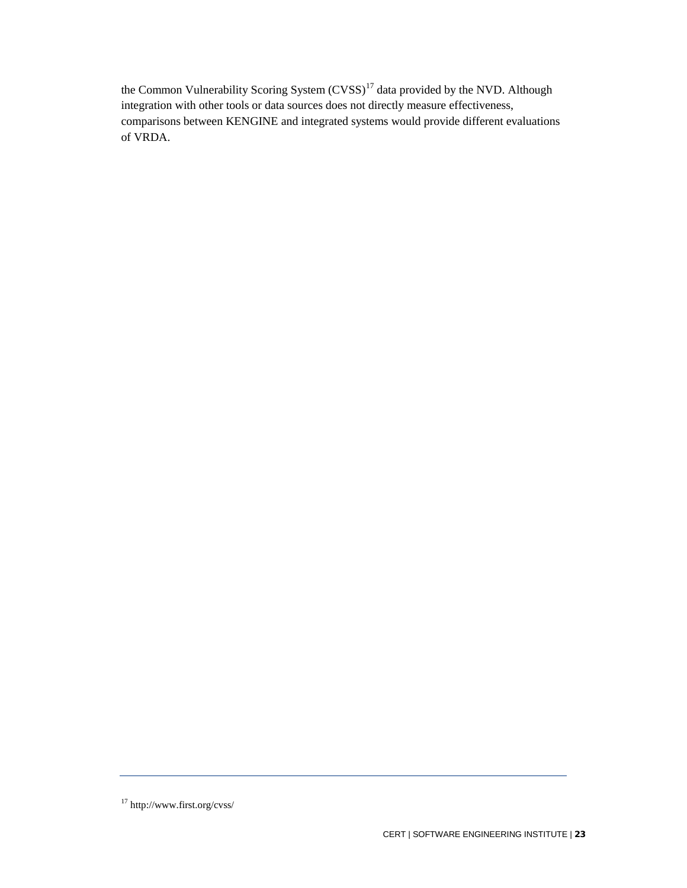the Common Vulnerability Scoring System (CVSS)[17] data provided by the NVD. Although integration with other tools or data sources does not directly measure effectiveness, comparisons between KENGINE and integrated systems would provide different evaluations of VRDA.

[17] http://www.first.org/cvss/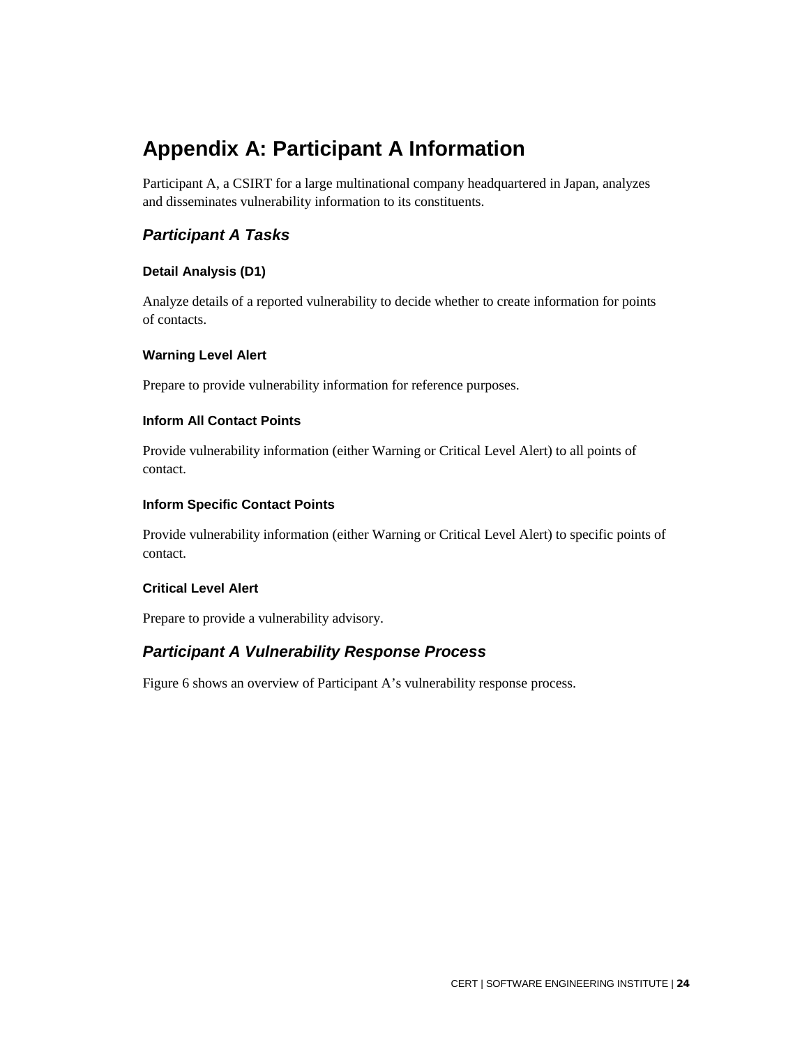# Appendix A: Participant A Information

Participant A, a CSIRT for a large multinational company headquartered in Japan, analyzes and disseminates vulnerability information to its constituents.

## *Participant A Tasks*

### Detail Analysis (D1)

Analyze details of a reported vulnerability to decide whether to create information for points of contacts.

### Warning Level Alert

Prepare to provide vulnerability information for reference purposes.

### Inform All Contact Points

Provide vulnerability information (either Warning or Critical Level Alert) to all points of contact.

### Inform Specific Contact Points

Provide vulnerability information (either Warning or Critical Level Alert) to specific points of contact.

### Critical Level Alert

Prepare to provide a vulnerability advisory.

## *Participant A Vulnerability Response Process*

Figure 6 shows an overview of Participant A's vulnerability response process.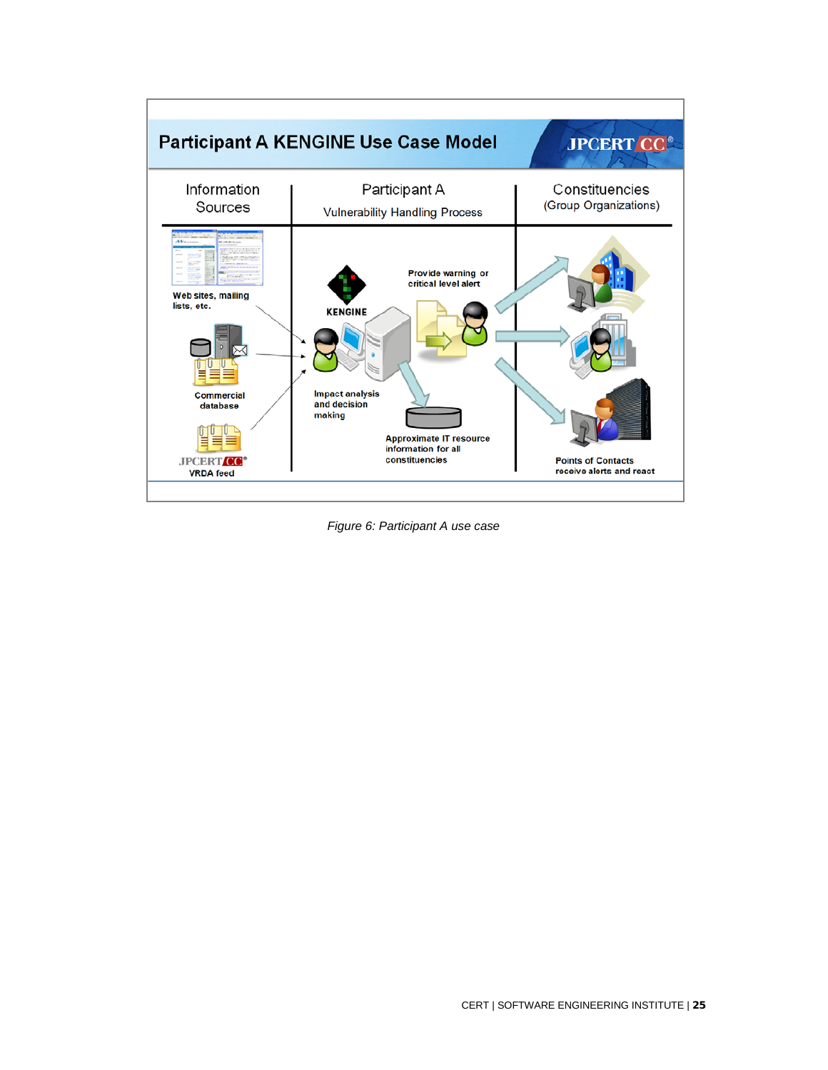## Participant A KENGINE Use Case Model

| Information Sources | Participant A Vulnerability Handling Process | Constituencies (Group Organizations) |
| --- | --- | --- |
| Web sites, mailing lists, etc. | KENGINE | |
| Commercial database | Impact analysis and decision making | |
| JPCERT/CC VRDA feed | Provide warning or critical level alert | |
| | Approximate IT resource information for all constituencies | Points of Contacts receive alerts and react |

*Figure 6: Participant A use case*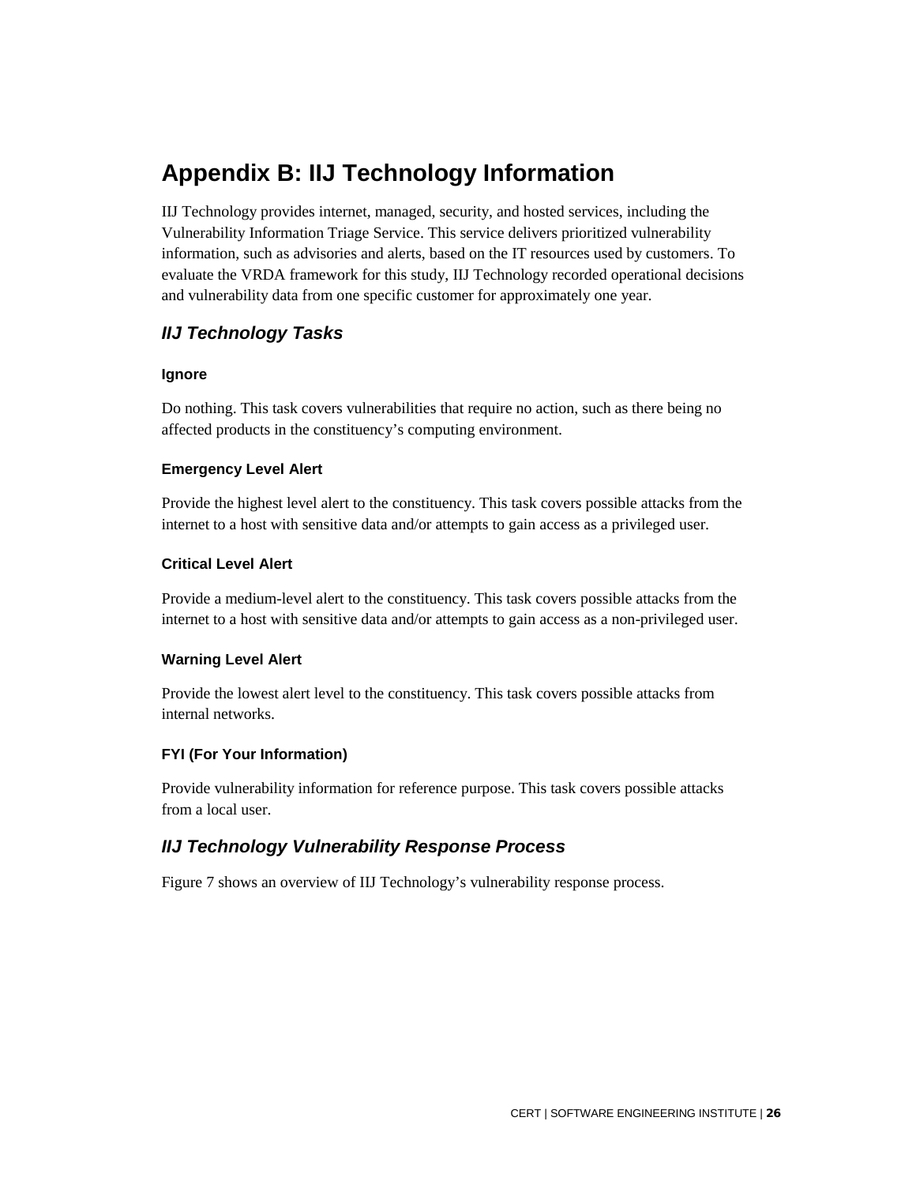# Appendix B: IIJ Technology Information

IIJ Technology provides internet, managed, security, and hosted services, including the Vulnerability Information Triage Service. This service delivers prioritized vulnerability information, such as advisories and alerts, based on the IT resources used by customers. To evaluate the VRDA framework for this study, IIJ Technology recorded operational decisions and vulnerability data from one specific customer for approximately one year.

## *IIJ Technology Tasks*

#### Ignore

Do nothing. This task covers vulnerabilities that require no action, such as there being no affected products in the constituency's computing environment.

#### Emergency Level Alert

Provide the highest level alert to the constituency. This task covers possible attacks from the internet to a host with sensitive data and/or attempts to gain access as a privileged user.

#### Critical Level Alert

Provide a medium-level alert to the constituency. This task covers possible attacks from the internet to a host with sensitive data and/or attempts to gain access as a non-privileged user.

#### Warning Level Alert

Provide the lowest alert level to the constituency. This task covers possible attacks from internal networks.

#### FYI (For Your Information)

Provide vulnerability information for reference purpose. This task covers possible attacks from a local user.

## *IIJ Technology Vulnerability Response Process*

Figure 7 shows an overview of IIJ Technology's vulnerability response process.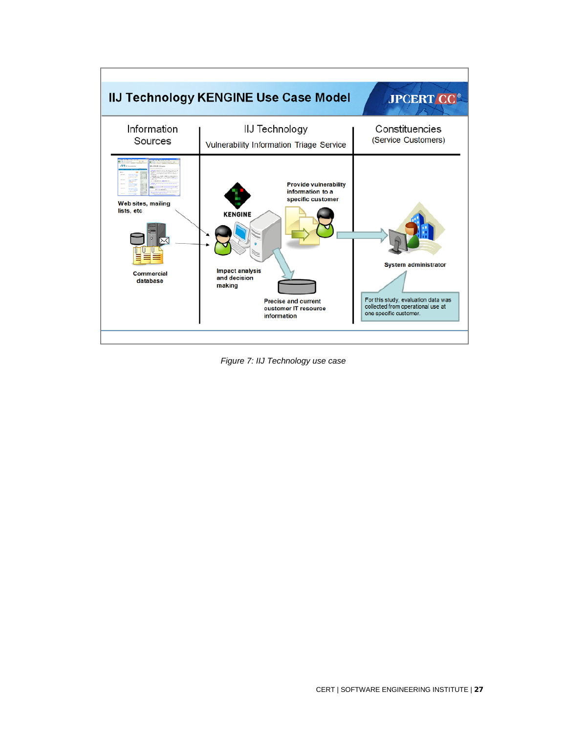**IIJ Technology KENGINE Use Case Model**

JPCERT CC®

| Information Sources | IIJ Technology Vulnerability Information Triage Service | Constituencies (Service Customers) |
| --- | --- | --- |
| Web sites, mailing lists, etc | KENGINE | Provide vulnerability information to a specific customer |
| Commercial database | Impact analysis and decision making | System administrator |
| | Precise and current customer IT resource information | For this study, evaluation data was collected from operational use at one specific customer. |

*Figure 7: IIJ Technology use case*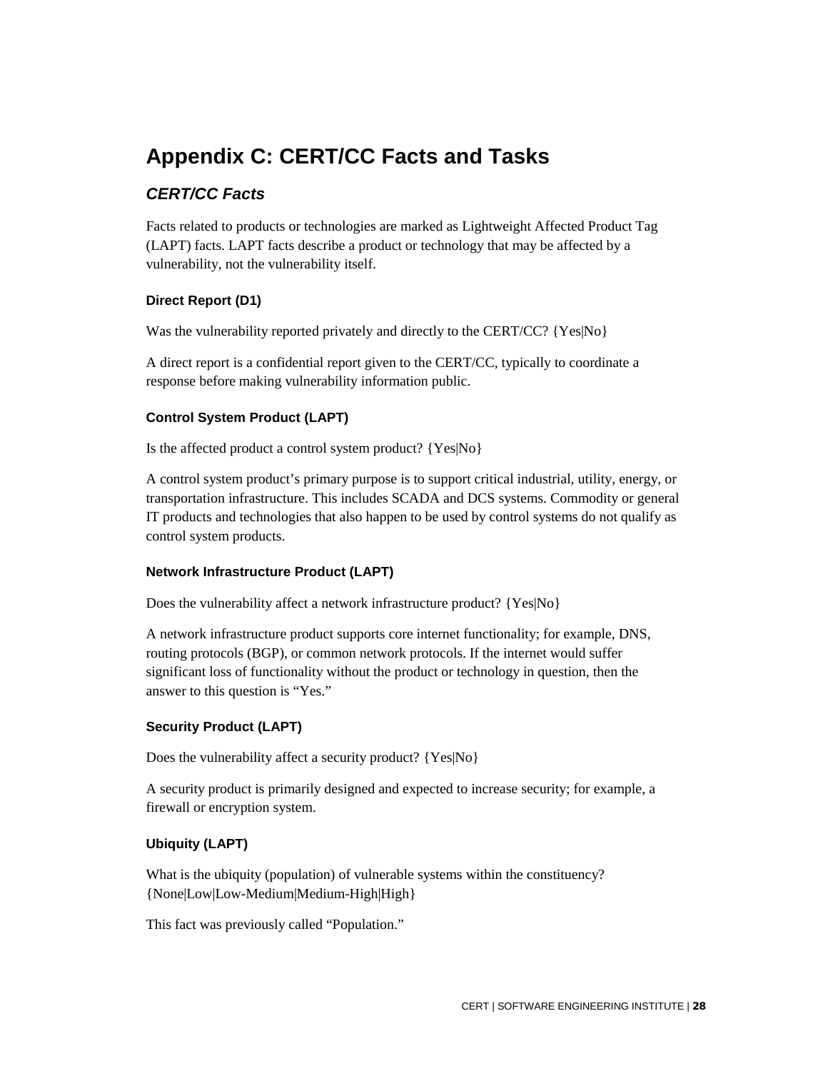# Appendix C: CERT/CC Facts and Tasks

## *CERT/CC Facts*

Facts related to products or technologies are marked as Lightweight Affected Product Tag (LAPT) facts. LAPT facts describe a product or technology that may be affected by a vulnerability, not the vulnerability itself.

### Direct Report (D1)

Was the vulnerability reported privately and directly to the CERT/CC? {Yes|No}

A direct report is a confidential report given to the CERT/CC, typically to coordinate a response before making vulnerability information public.

### Control System Product (LAPT)

Is the affected product a control system product? {Yes|No}

A control system product's primary purpose is to support critical industrial, utility, energy, or transportation infrastructure. This includes SCADA and DCS systems. Commodity or general IT products and technologies that also happen to be used by control systems do not qualify as control system products.

### Network Infrastructure Product (LAPT)

Does the vulnerability affect a network infrastructure product? {Yes|No}

A network infrastructure product supports core internet functionality; for example, DNS, routing protocols (BGP), or common network protocols. If the internet would suffer significant loss of functionality without the product or technology in question, then the answer to this question is "Yes."

### Security Product (LAPT)

Does the vulnerability affect a security product? {Yes|No}

A security product is primarily designed and expected to increase security; for example, a firewall or encryption system.

### Ubiquity (LAPT)

What is the ubiquity (population) of vulnerable systems within the constituency? {None|Low|Low-Medium|Medium-High|High}

This fact was previously called "Population."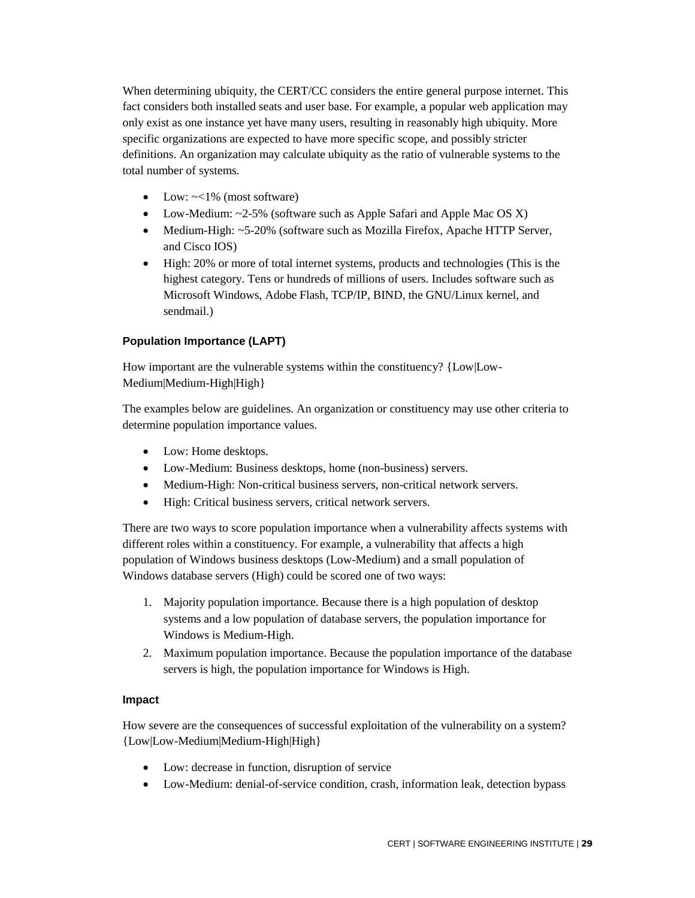When determining ubiquity, the CERT/CC considers the entire general purpose internet. This fact considers both installed seats and user base. For example, a popular web application may only exist as one instance yet have many users, resulting in reasonably high ubiquity. More specific organizations are expected to have more specific scope, and possibly stricter definitions. An organization may calculate ubiquity as the ratio of vulnerable systems to the total number of systems.

- Low: ~<1% (most software)
- Low-Medium: ~2-5% (software such as Apple Safari and Apple Mac OS X)
- Medium-High: ~5-20% (software such as Mozilla Firefox, Apache HTTP Server, and Cisco IOS)
- High: 20% or more of total internet systems, products and technologies (This is the highest category. Tens or hundreds of millions of users. Includes software such as Microsoft Windows, Adobe Flash, TCP/IP, BIND, the GNU/Linux kernel, and sendmail.)

#### Population Importance (LAPT)

How important are the vulnerable systems within the constituency? {Low|Low-Medium|Medium-High|High}

The examples below are guidelines. An organization or constituency may use other criteria to determine population importance values.

- Low: Home desktops.
- Low-Medium: Business desktops, home (non-business) servers.
- Medium-High: Non-critical business servers, non-critical network servers.
- High: Critical business servers, critical network servers.

There are two ways to score population importance when a vulnerability affects systems with different roles within a constituency. For example, a vulnerability that affects a high population of Windows business desktops (Low-Medium) and a small population of Windows database servers (High) could be scored one of two ways:

1. Majority population importance. Because there is a high population of desktop systems and a low population of database servers, the population importance for Windows is Medium-High.
2. Maximum population importance. Because the population importance of the database servers is high, the population importance for Windows is High.

#### Impact

How severe are the consequences of successful exploitation of the vulnerability on a system? {Low|Low-Medium|Medium-High|High}

- Low: decrease in function, disruption of service
- Low-Medium: denial-of-service condition, crash, information leak, detection bypass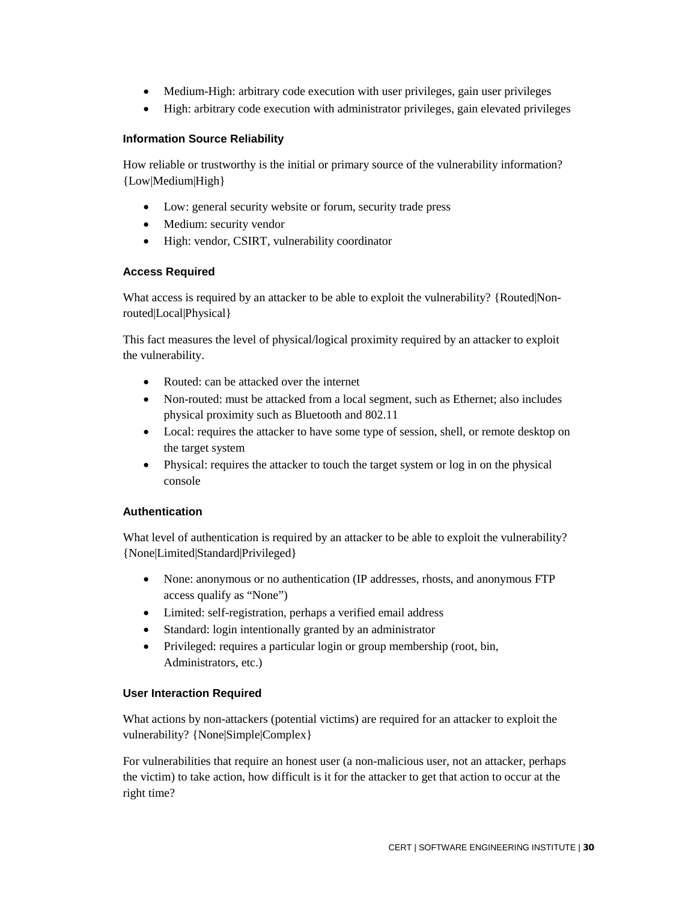- Medium-High: arbitrary code execution with user privileges, gain user privileges
- High: arbitrary code execution with administrator privileges, gain elevated privileges

#### Information Source Reliability

How reliable or trustworthy is the initial or primary source of the vulnerability information? {Low|Medium|High}

- Low: general security website or forum, security trade press
- Medium: security vendor
- High: vendor, CSIRT, vulnerability coordinator

#### Access Required

What access is required by an attacker to be able to exploit the vulnerability? {Routed|Non-routed|Local|Physical}

This fact measures the level of physical/logical proximity required by an attacker to exploit the vulnerability.

- Routed: can be attacked over the internet
- Non-routed: must be attacked from a local segment, such as Ethernet; also includes physical proximity such as Bluetooth and 802.11
- Local: requires the attacker to have some type of session, shell, or remote desktop on the target system
- Physical: requires the attacker to touch the target system or log in on the physical console

#### Authentication

What level of authentication is required by an attacker to be able to exploit the vulnerability? {None|Limited|Standard|Privileged}

- None: anonymous or no authentication (IP addresses, rhosts, and anonymous FTP access qualify as “None”)
- Limited: self-registration, perhaps a verified email address
- Standard: login intentionally granted by an administrator
- Privileged: requires a particular login or group membership (root, bin, Administrators, etc.)

#### User Interaction Required

What actions by non-attackers (potential victims) are required for an attacker to exploit the vulnerability? {None|Simple|Complex}

For vulnerabilities that require an honest user (a non-malicious user, not an attacker, perhaps the victim) to take action, how difficult is it for the attacker to get that action to occur at the right time?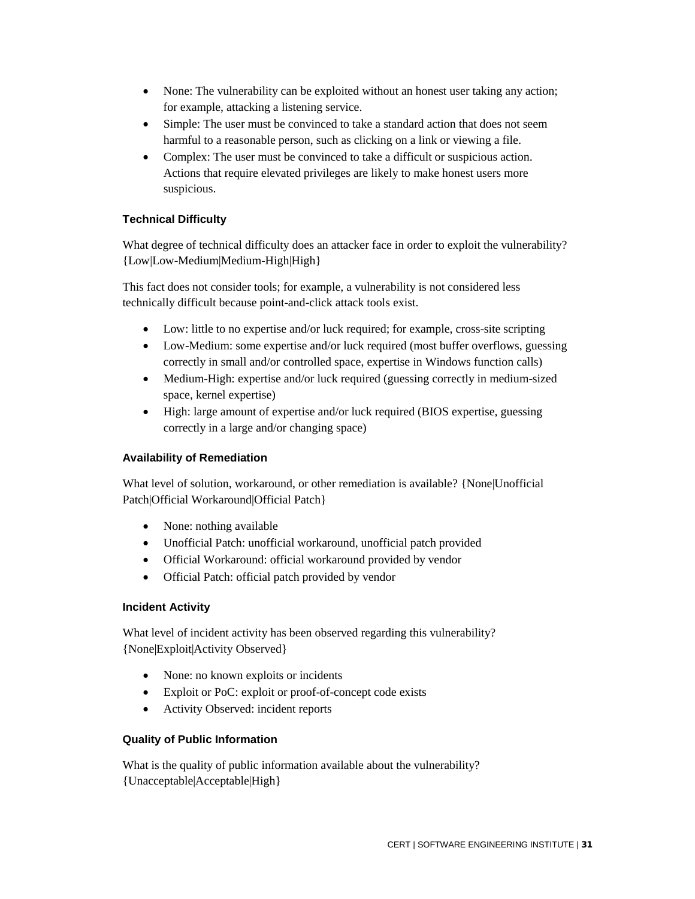- None: The vulnerability can be exploited without an honest user taking any action; for example, attacking a listening service.
- Simple: The user must be convinced to take a standard action that does not seem harmful to a reasonable person, such as clicking on a link or viewing a file.
- Complex: The user must be convinced to take a difficult or suspicious action. Actions that require elevated privileges are likely to make honest users more suspicious.

#### Technical Difficulty

What degree of technical difficulty does an attacker face in order to exploit the vulnerability? {Low|Low-Medium|Medium-High|High}

This fact does not consider tools; for example, a vulnerability is not considered less technically difficult because point-and-click attack tools exist.

- Low: little to no expertise and/or luck required; for example, cross-site scripting
- Low-Medium: some expertise and/or luck required (most buffer overflows, guessing correctly in small and/or controlled space, expertise in Windows function calls)
- Medium-High: expertise and/or luck required (guessing correctly in medium-sized space, kernel expertise)
- High: large amount of expertise and/or luck required (BIOS expertise, guessing correctly in a large and/or changing space)

#### Availability of Remediation

What level of solution, workaround, or other remediation is available? {None|Unofficial Patch|Official Workaround|Official Patch}

- None: nothing available
- Unofficial Patch: unofficial workaround, unofficial patch provided
- Official Workaround: official workaround provided by vendor
- Official Patch: official patch provided by vendor

#### Incident Activity

What level of incident activity has been observed regarding this vulnerability? {None|Exploit|Activity Observed}

- None: no known exploits or incidents
- Exploit or PoC: exploit or proof-of-concept code exists
- Activity Observed: incident reports

#### Quality of Public Information

What is the quality of public information available about the vulnerability? {Unacceptable|Acceptable|High}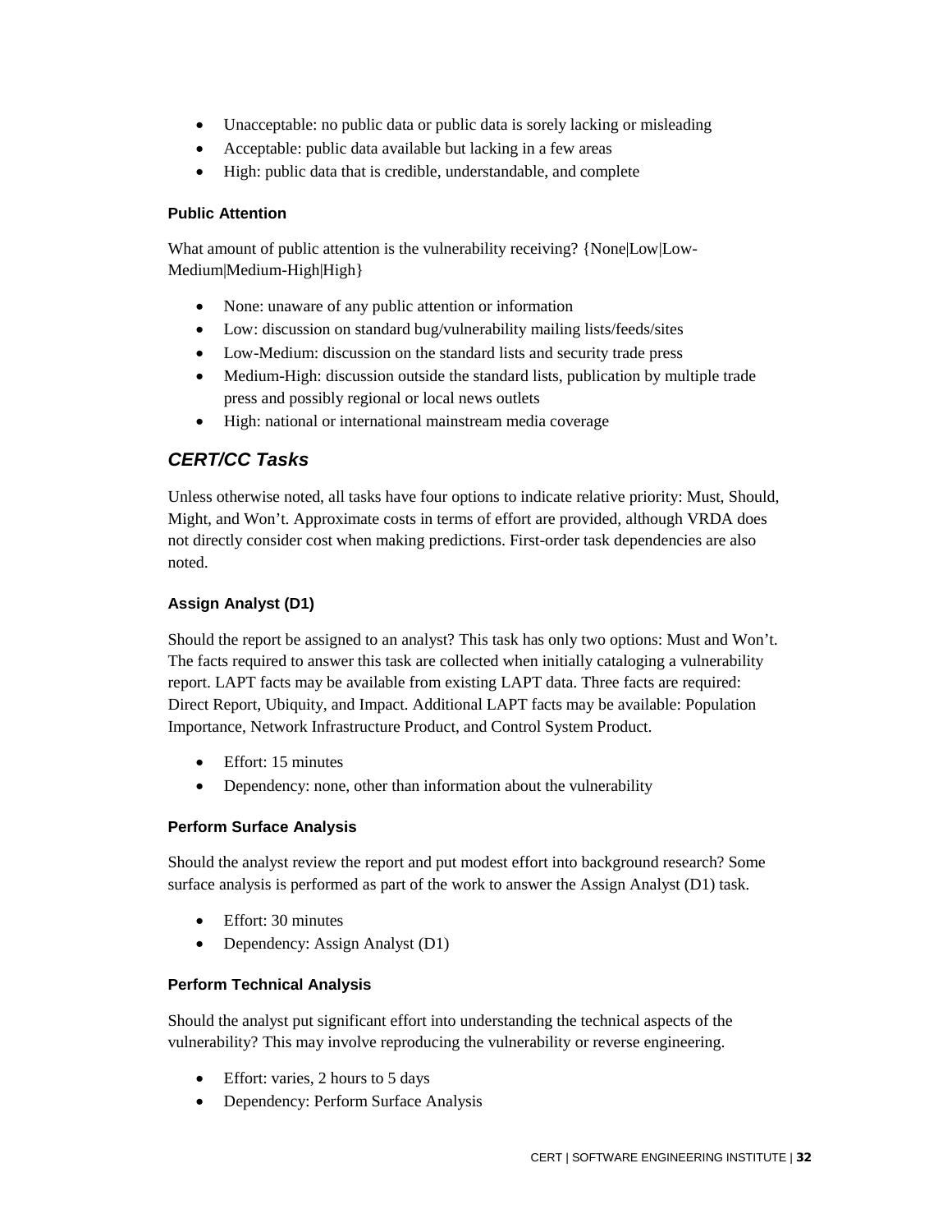- Unacceptable: no public data or public data is sorely lacking or misleading
- Acceptable: public data available but lacking in a few areas
- High: public data that is credible, understandable, and complete

#### Public Attention

What amount of public attention is the vulnerability receiving? {None|Low|Low-Medium|Medium-High|High}

- None: unaware of any public attention or information
- Low: discussion on standard bug/vulnerability mailing lists/feeds/sites
- Low-Medium: discussion on the standard lists and security trade press
- Medium-High: discussion outside the standard lists, publication by multiple trade press and possibly regional or local news outlets
- High: national or international mainstream media coverage

### *CERT/CC Tasks*

Unless otherwise noted, all tasks have four options to indicate relative priority: Must, Should, Might, and Won't. Approximate costs in terms of effort are provided, although VRDA does not directly consider cost when making predictions. First-order task dependencies are also noted.

#### Assign Analyst (D1)

Should the report be assigned to an analyst? This task has only two options: Must and Won't. The facts required to answer this task are collected when initially cataloging a vulnerability report. LAPT facts may be available from existing LAPT data. Three facts are required: Direct Report, Ubiquity, and Impact. Additional LAPT facts may be available: Population Importance, Network Infrastructure Product, and Control System Product.

- Effort: 15 minutes
- Dependency: none, other than information about the vulnerability

#### Perform Surface Analysis

Should the analyst review the report and put modest effort into background research? Some surface analysis is performed as part of the work to answer the Assign Analyst (D1) task.

- Effort: 30 minutes
- Dependency: Assign Analyst (D1)

#### Perform Technical Analysis

Should the analyst put significant effort into understanding the technical aspects of the vulnerability? This may involve reproducing the vulnerability or reverse engineering.

- Effort: varies, 2 hours to 5 days
- Dependency: Perform Surface Analysis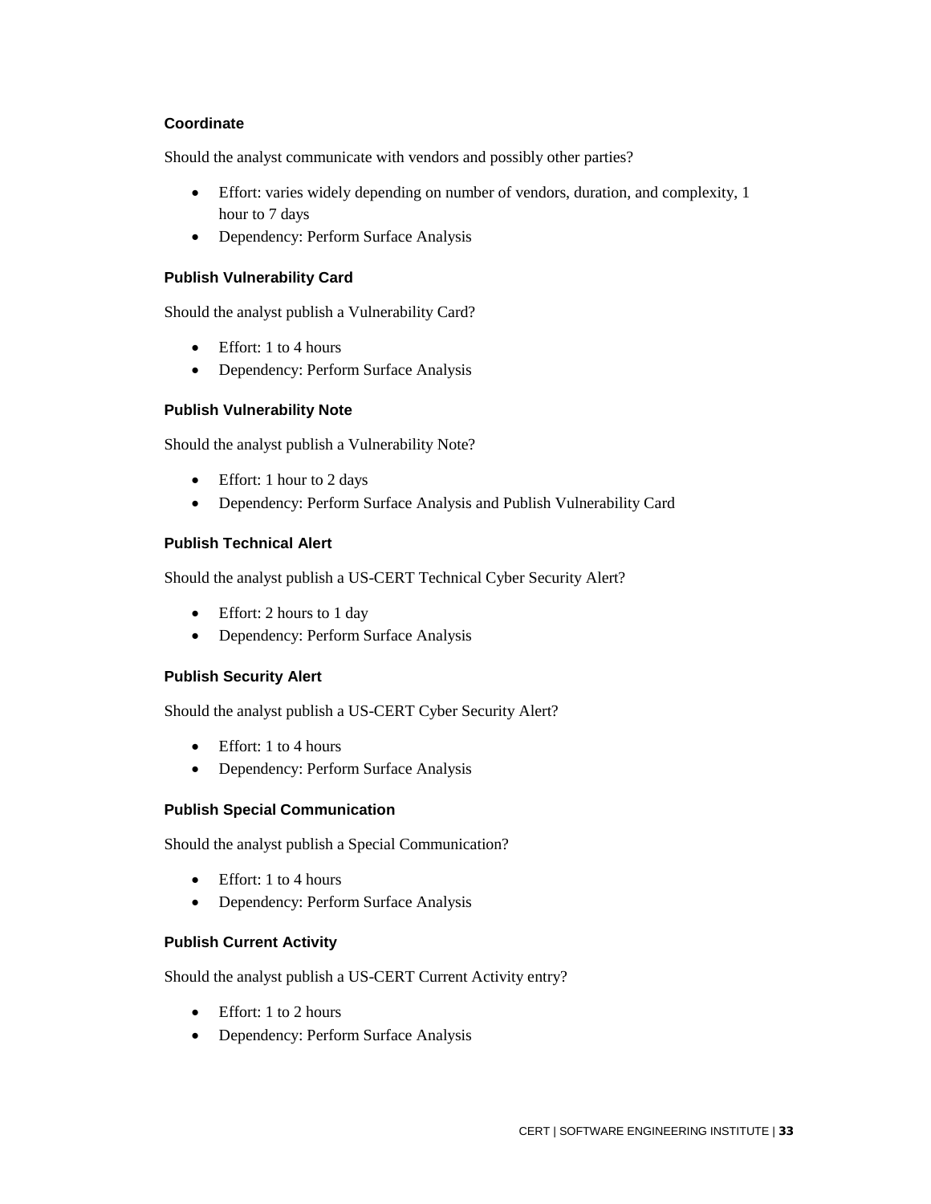#### Coordinate

Should the analyst communicate with vendors and possibly other parties?

- Effort: varies widely depending on number of vendors, duration, and complexity, 1 hour to 7 days
- Dependency: Perform Surface Analysis

#### Publish Vulnerability Card

Should the analyst publish a Vulnerability Card?

- Effort: 1 to 4 hours
- Dependency: Perform Surface Analysis

#### Publish Vulnerability Note

Should the analyst publish a Vulnerability Note?

- Effort: 1 hour to 2 days
- Dependency: Perform Surface Analysis and Publish Vulnerability Card

#### Publish Technical Alert

Should the analyst publish a US-CERT Technical Cyber Security Alert?

- Effort: 2 hours to 1 day
- Dependency: Perform Surface Analysis

#### Publish Security Alert

Should the analyst publish a US-CERT Cyber Security Alert?

- Effort: 1 to 4 hours
- Dependency: Perform Surface Analysis

#### Publish Special Communication

Should the analyst publish a Special Communication?

- Effort: 1 to 4 hours
- Dependency: Perform Surface Analysis

#### Publish Current Activity

Should the analyst publish a US-CERT Current Activity entry?

- Effort: 1 to 2 hours
- Dependency: Perform Surface Analysis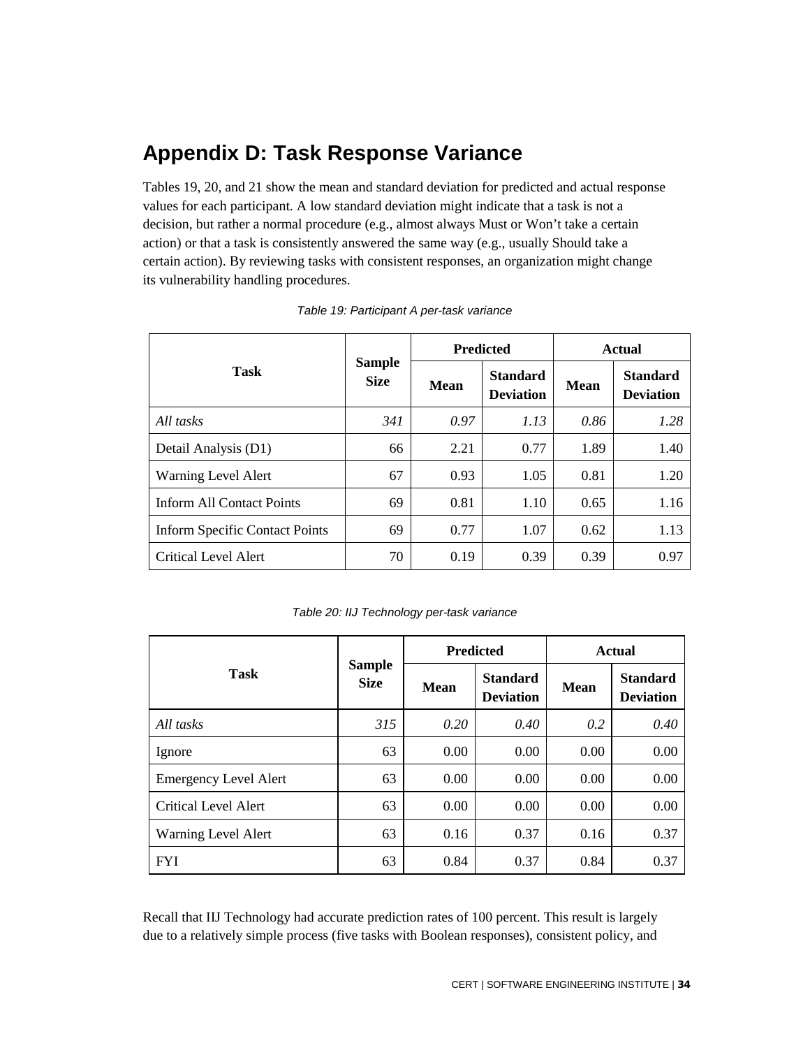## Appendix D: Task Response Variance

Tables 19, 20, and 21 show the mean and standard deviation for predicted and actual response values for each participant. A low standard deviation might indicate that a task is not a decision, but rather a normal procedure (e.g., almost always Must or Won't take a certain action) or that a task is consistently answered the same way (e.g., usually Should take a certain action). By reviewing tasks with consistent responses, an organization might change its vulnerability handling procedures.

*Table 19: Participant A per-task variance*

| Task | Sample Size | Predicted | | Actual | |
|---|---|---|---|---|---|
| | | Mean | Standard Deviation | Mean | Standard Deviation |
| *All tasks* | *341* | *0.97* | *1.13* | *0.86* | *1.28* |
| Detail Analysis (D1) | 66 | 2.21 | 0.77 | 1.89 | 1.40 |
| Warning Level Alert | 67 | 0.93 | 1.05 | 0.81 | 1.20 |
| Inform All Contact Points | 69 | 0.81 | 1.10 | 0.65 | 1.16 |
| Inform Specific Contact Points | 69 | 0.77 | 1.07 | 0.62 | 1.13 |
| Critical Level Alert | 70 | 0.19 | 0.39 | 0.39 | 0.97 |

*Table 20: IIJ Technology per-task variance*

| Task | Sample Size | Predicted | | Actual | |
|---|---|---|---|---|---|
| | | Mean | Standard Deviation | Mean | Standard Deviation |
| *All tasks* | *315* | *0.20* | *0.40* | *0.2* | *0.40* |
| Ignore | 63 | 0.00 | 0.00 | 0.00 | 0.00 |
| Emergency Level Alert | 63 | 0.00 | 0.00 | 0.00 | 0.00 |
| Critical Level Alert | 63 | 0.00 | 0.00 | 0.00 | 0.00 |
| Warning Level Alert | 63 | 0.16 | 0.37 | 0.16 | 0.37 |
| FYI | 63 | 0.84 | 0.37 | 0.84 | 0.37 |

Recall that IIJ Technology had accurate prediction rates of 100 percent. This result is largely due to a relatively simple process (five tasks with Boolean responses), consistent policy, and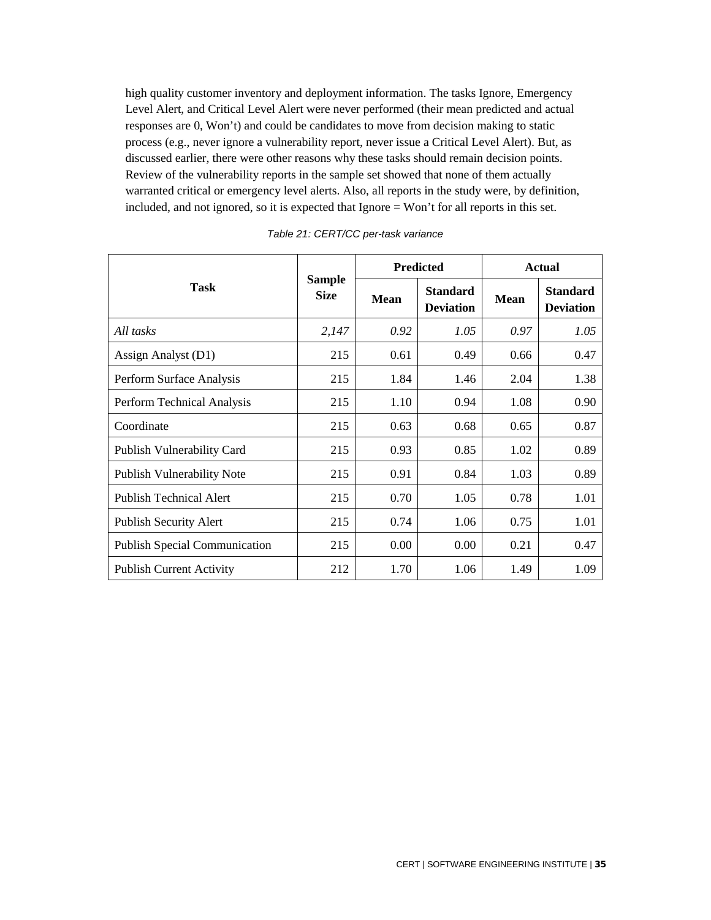high quality customer inventory and deployment information. The tasks Ignore, Emergency Level Alert, and Critical Level Alert were never performed (their mean predicted and actual responses are 0, Won't) and could be candidates to move from decision making to static process (e.g., never ignore a vulnerability report, never issue a Critical Level Alert). But, as discussed earlier, there were other reasons why these tasks should remain decision points. Review of the vulnerability reports in the sample set showed that none of them actually warranted critical or emergency level alerts. Also, all reports in the study were, by definition, included, and not ignored, so it is expected that Ignore = Won't for all reports in this set.

*Table 21: CERT/CC per-task variance*

| Task | Sample Size | Predicted | | Actual | |
|---|---|---|---|---|---|
| | | **Mean** | **Standard Deviation** | **Mean** | **Standard Deviation** |
| *All tasks* | *2,147* | *0.92* | *1.05* | *0.97* | *1.05* |
| Assign Analyst (D1) | 215 | 0.61 | 0.49 | 0.66 | 0.47 |
| Perform Surface Analysis | 215 | 1.84 | 1.46 | 2.04 | 1.38 |
| Perform Technical Analysis | 215 | 1.10 | 0.94 | 1.08 | 0.90 |
| Coordinate | 215 | 0.63 | 0.68 | 0.65 | 0.87 |
| Publish Vulnerability Card | 215 | 0.93 | 0.85 | 1.02 | 0.89 |
| Publish Vulnerability Note | 215 | 0.91 | 0.84 | 1.03 | 0.89 |
| Publish Technical Alert | 215 | 0.70 | 1.05 | 0.78 | 1.01 |
| Publish Security Alert | 215 | 0.74 | 1.06 | 0.75 | 1.01 |
| Publish Special Communication | 215 | 0.00 | 0.00 | 0.21 | 0.47 |
| Publish Current Activity | 212 | 1.70 | 1.06 | 1.49 | 1.09 |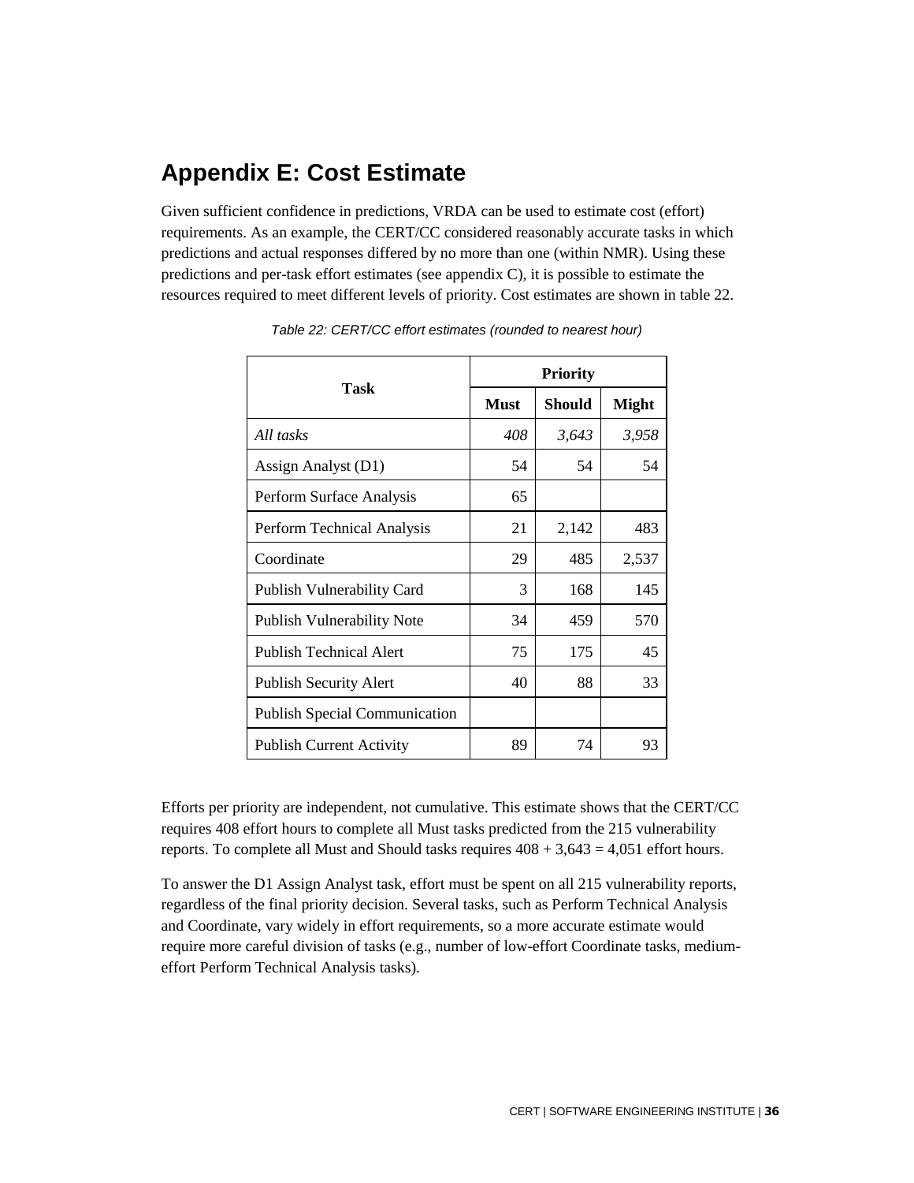## Appendix E: Cost Estimate

Given sufficient confidence in predictions, VRDA can be used to estimate cost (effort) requirements. As an example, the CERT/CC considered reasonably accurate tasks in which predictions and actual responses differed by no more than one (within NMR). Using these predictions and per-task effort estimates (see appendix C), it is possible to estimate the resources required to meet different levels of priority. Cost estimates are shown in table 22.

*Table 22: CERT/CC effort estimates (rounded to nearest hour)*

| Task | Priority | | |
|---|---|---|---|
| | **Must** | **Should** | **Might** |
| *All tasks* | *408* | *3,643* | *3,958* |
| Assign Analyst (D1) | 54 | 54 | 54 |
| Perform Surface Analysis | 65 | | |
| Perform Technical Analysis | 21 | 2,142 | 483 |
| Coordinate | 29 | 485 | 2,537 |
| Publish Vulnerability Card | 3 | 168 | 145 |
| Publish Vulnerability Note | 34 | 459 | 570 |
| Publish Technical Alert | 75 | 175 | 45 |
| Publish Security Alert | 40 | 88 | 33 |
| Publish Special Communication | | | |
| Publish Current Activity | 89 | 74 | 93 |

Efforts per priority are independent, not cumulative. This estimate shows that the CERT/CC requires 408 effort hours to complete all Must tasks predicted from the 215 vulnerability reports. To complete all Must and Should tasks requires 408 + 3,643 = 4,051 effort hours.

To answer the D1 Assign Analyst task, effort must be spent on all 215 vulnerability reports, regardless of the final priority decision. Several tasks, such as Perform Technical Analysis and Coordinate, vary widely in effort requirements, so a more accurate estimate would require more careful division of tasks (e.g., number of low-effort Coordinate tasks, medium-effort Perform Technical Analysis tasks).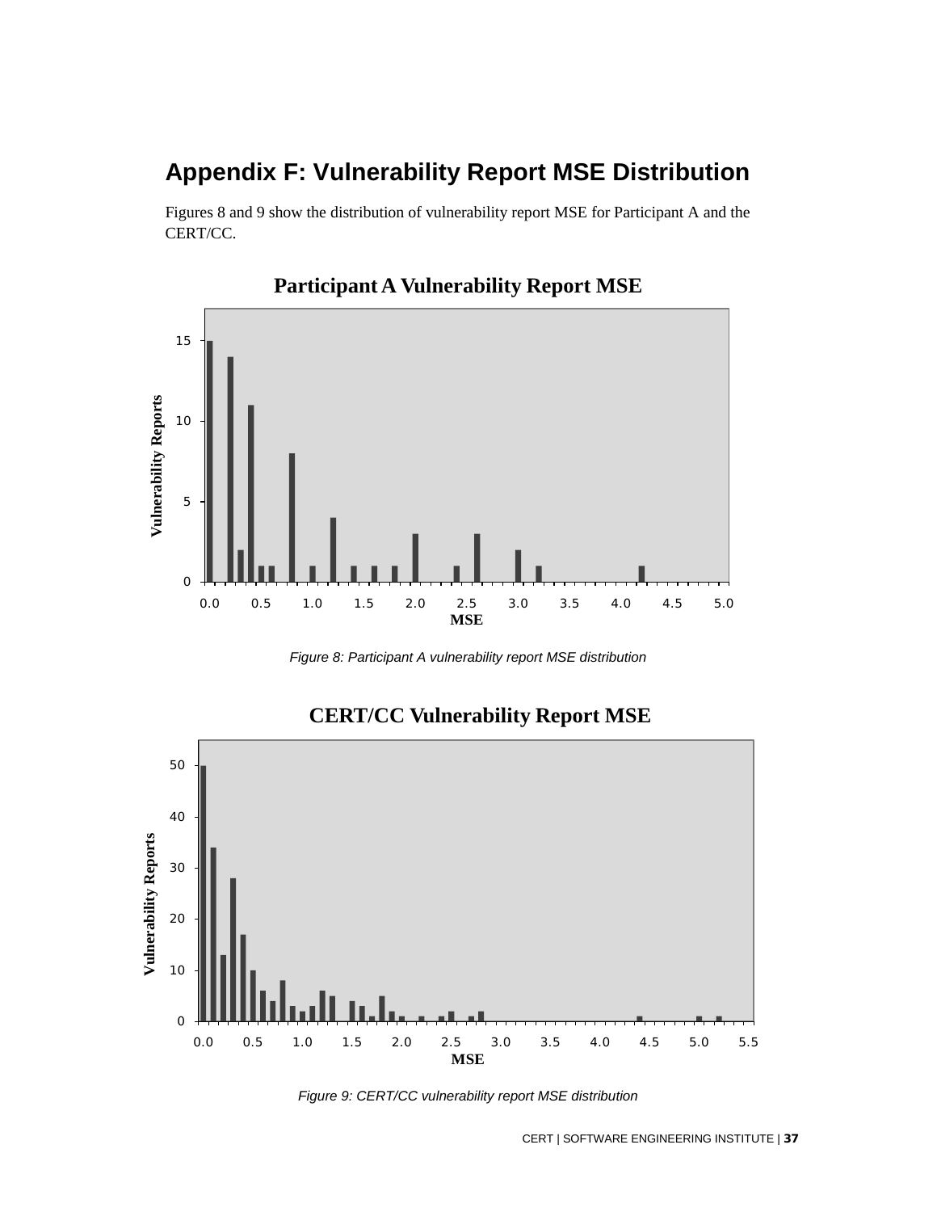# Appendix F: Vulnerability Report MSE Distribution

Figures 8 and 9 show the distribution of vulnerability report MSE for Participant A and the CERT/CC.

*Figure 8: Participant A vulnerability report MSE distribution*

*Figure 9: CERT/CC vulnerability report MSE distribution*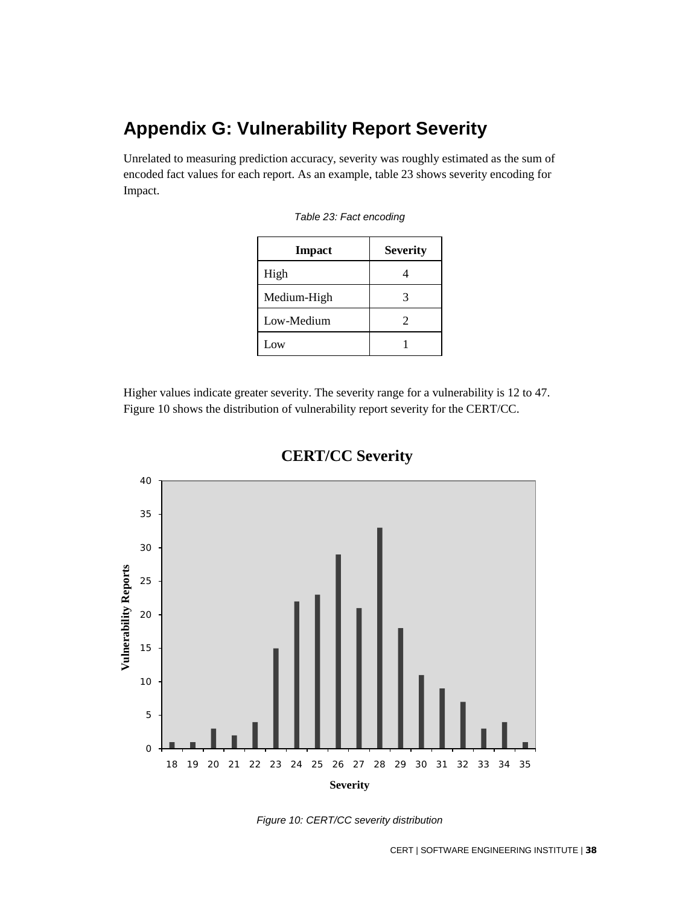# Appendix G: Vulnerability Report Severity

Unrelated to measuring prediction accuracy, severity was roughly estimated as the sum of encoded fact values for each report. As an example, table 23 shows severity encoding for Impact.

*Table 23: Fact encoding*

| Impact | Severity |
|---|---|
| High | 4 |
| Medium-High | 3 |
| Low-Medium | 2 |
| Low | 1 |

Higher values indicate greater severity. The severity range for a vulnerability is 12 to 47. Figure 10 shows the distribution of vulnerability report severity for the CERT/CC.

CERT/CC Severity

Vulnerability Reports

0
5
10
15
20
25
30
35
40

18 19 20 21 22 23 24 25 26 27 28 29 30 31 32 33 34 35

Severity

*Figure 10: CERT/CC severity distribution*